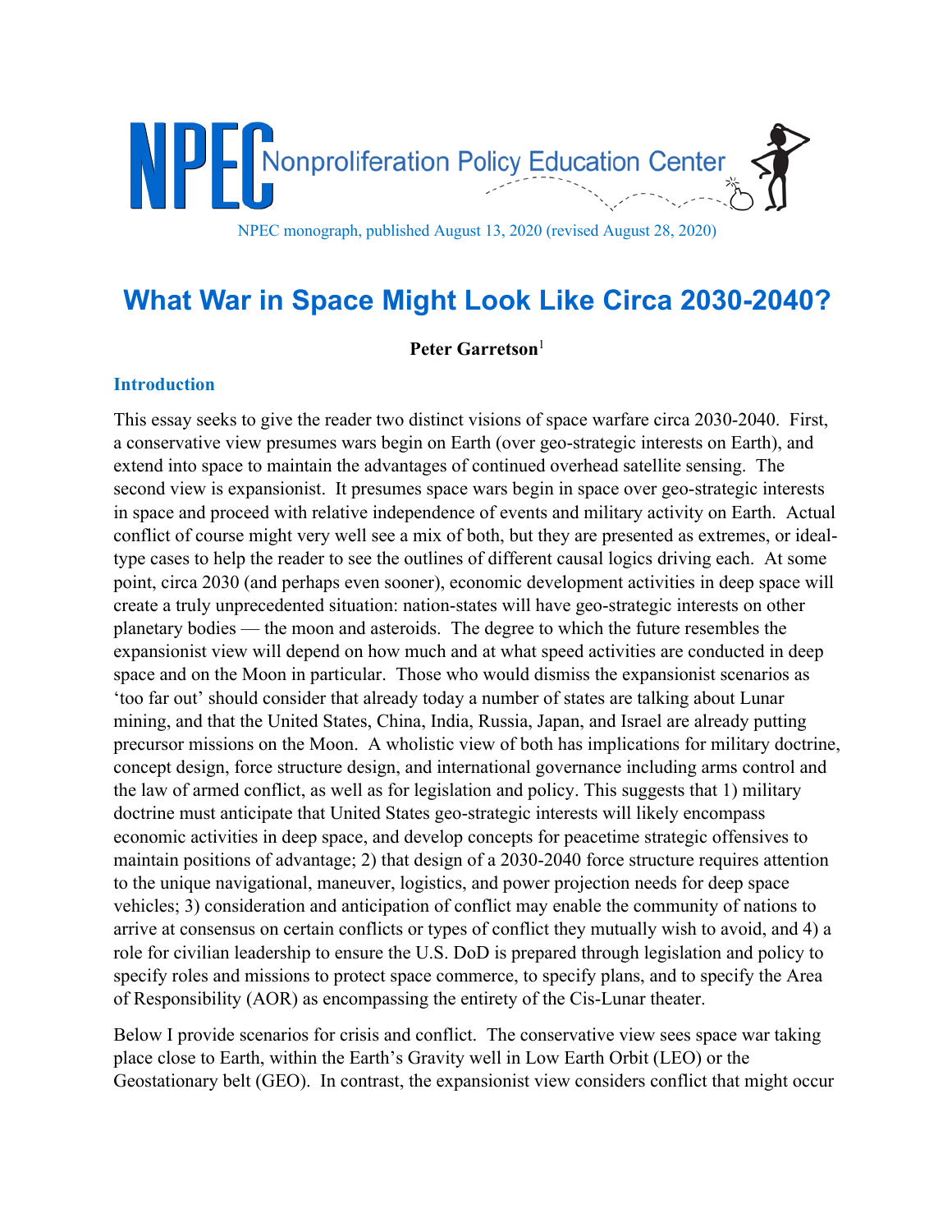NPEC Nonproliferation Policy Education Center

NPEC monograph, published August 13, 2020 (revised August 28, 2020)

# What War in Space Might Look Like Circa 2030-2040?

**Peter Garretson**[1]

## Introduction

This essay seeks to give the reader two distinct visions of space warfare circa 2030-2040. First, a conservative view presumes wars begin on Earth (over geo-strategic interests on Earth), and extend into space to maintain the advantages of continued overhead satellite sensing. The second view is expansionist. It presumes space wars begin in space over geo-strategic interests in space and proceed with relative independence of events and military activity on Earth. Actual conflict of course might very well see a mix of both, but they are presented as extremes, or ideal-type cases to help the reader to see the outlines of different causal logics driving each. At some point, circa 2030 (and perhaps even sooner), economic development activities in deep space will create a truly unprecedented situation: nation-states will have geo-strategic interests on other planetary bodies — the moon and asteroids. The degree to which the future resembles the expansionist view will depend on how much and at what speed activities are conducted in deep space and on the Moon in particular. Those who would dismiss the expansionist scenarios as 'too far out' should consider that already today a number of states are talking about Lunar mining, and that the United States, China, India, Russia, Japan, and Israel are already putting precursor missions on the Moon. A wholistic view of both has implications for military doctrine, concept design, force structure design, and international governance including arms control and the law of armed conflict, as well as for legislation and policy. This suggests that 1) military doctrine must anticipate that United States geo-strategic interests will likely encompass economic activities in deep space, and develop concepts for peacetime strategic offensives to maintain positions of advantage; 2) that design of a 2030-2040 force structure requires attention to the unique navigational, maneuver, logistics, and power projection needs for deep space vehicles; 3) consideration and anticipation of conflict may enable the community of nations to arrive at consensus on certain conflicts or types of conflict they mutually wish to avoid, and 4) a role for civilian leadership to ensure the U.S. DoD is prepared through legislation and policy to specify roles and missions to protect space commerce, to specify plans, and to specify the Area of Responsibility (AOR) as encompassing the entirety of the Cis-Lunar theater.

Below I provide scenarios for crisis and conflict. The conservative view sees space war taking place close to Earth, within the Earth's Gravity well in Low Earth Orbit (LEO) or the Geostationary belt (GEO). In contrast, the expansionist view considers conflict that might occur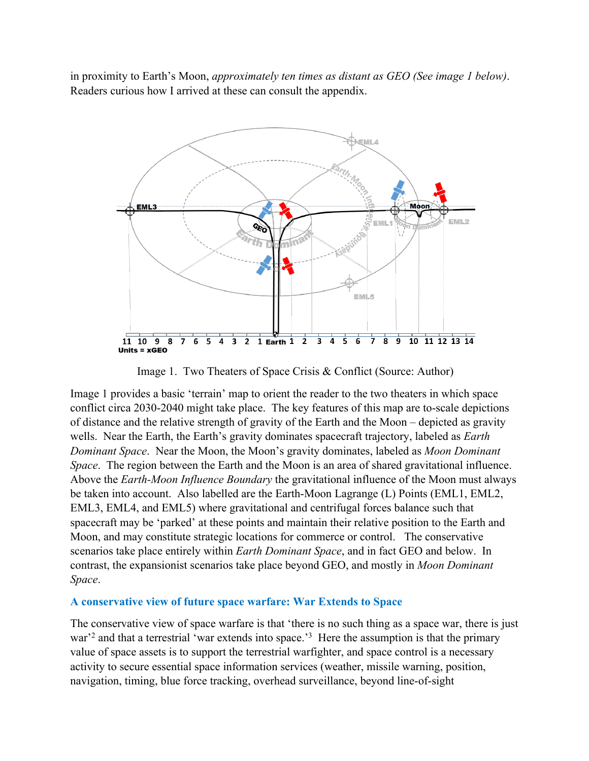in proximity to Earth's Moon, *approximately ten times as distant as GEO (See image 1 below)*. Readers curious how I arrived at these can consult the appendix.

Image 1. Two Theaters of Space Crisis & Conflict (Source: Author)

Image 1 provides a basic 'terrain' map to orient the reader to the two theaters in which space conflict circa 2030-2040 might take place. The key features of this map are to-scale depictions of distance and the relative strength of gravity of the Earth and the Moon – depicted as gravity wells. Near the Earth, the Earth's gravity dominates spacecraft trajectory, labeled as *Earth Dominant Space*. Near the Moon, the Moon's gravity dominates, labeled as *Moon Dominant Space*. The region between the Earth and the Moon is an area of shared gravitational influence. Above the *Earth-Moon Influence Boundary* the gravitational influence of the Moon must always be taken into account. Also labelled are the Earth-Moon Lagrange (L) Points (EML1, EML2, EML3, EML4, and EML5) where gravitational and centrifugal forces balance such that spacecraft may be 'parked' at these points and maintain their relative position to the Earth and Moon, and may constitute strategic locations for commerce or control. The conservative scenarios take place entirely within *Earth Dominant Space*, and in fact GEO and below. In contrast, the expansionist scenarios take place beyond GEO, and mostly in *Moon Dominant Space*.

## A conservative view of future space warfare: War Extends to Space

The conservative view of space warfare is that 'there is no such thing as a space war, there is just war'[2] and that a terrestrial 'war extends into space.'[3] Here the assumption is that the primary value of space assets is to support the terrestrial warfighter, and space control is a necessary activity to secure essential space information services (weather, missile warning, position, navigation, timing, blue force tracking, overhead surveillance, beyond line-of-sight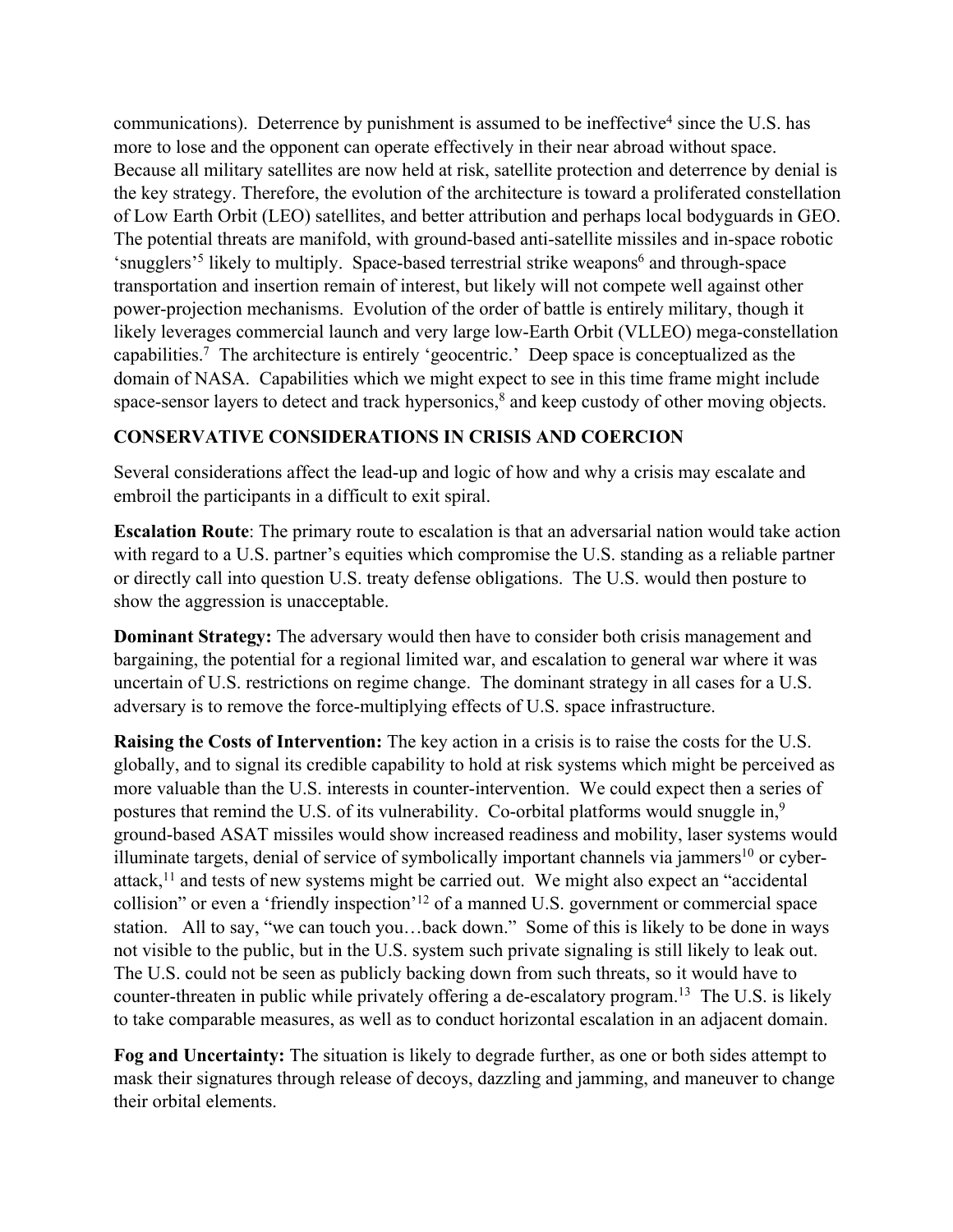communications). Deterrence by punishment is assumed to be ineffective[4] since the U.S. has more to lose and the opponent can operate effectively in their near abroad without space. Because all military satellites are now held at risk, satellite protection and deterrence by denial is the key strategy. Therefore, the evolution of the architecture is toward a proliferated constellation of Low Earth Orbit (LEO) satellites, and better attribution and perhaps local bodyguards in GEO. The potential threats are manifold, with ground-based anti-satellite missiles and in-space robotic 'snugglers'[5] likely to multiply. Space-based terrestrial strike weapons[6] and through-space transportation and insertion remain of interest, but likely will not compete well against other power-projection mechanisms. Evolution of the order of battle is entirely military, though it likely leverages commercial launch and very large low-Earth Orbit (VLLEO) mega-constellation capabilities.[7] The architecture is entirely 'geocentric.' Deep space is conceptualized as the domain of NASA. Capabilities which we might expect to see in this time frame might include space-sensor layers to detect and track hypersonics,[8] and keep custody of other moving objects.

## CONSERVATIVE CONSIDERATIONS IN CRISIS AND COERCION

Several considerations affect the lead-up and logic of how and why a crisis may escalate and embroil the participants in a difficult to exit spiral.

**Escalation Route**: The primary route to escalation is that an adversarial nation would take action with regard to a U.S. partner's equities which compromise the U.S. standing as a reliable partner or directly call into question U.S. treaty defense obligations. The U.S. would then posture to show the aggression is unacceptable.

**Dominant Strategy:** The adversary would then have to consider both crisis management and bargaining, the potential for a regional limited war, and escalation to general war where it was uncertain of U.S. restrictions on regime change. The dominant strategy in all cases for a U.S. adversary is to remove the force-multiplying effects of U.S. space infrastructure.

**Raising the Costs of Intervention:** The key action in a crisis is to raise the costs for the U.S. globally, and to signal its credible capability to hold at risk systems which might be perceived as more valuable than the U.S. interests in counter-intervention. We could expect then a series of postures that remind the U.S. of its vulnerability. Co-orbital platforms would snuggle in,[9] ground-based ASAT missiles would show increased readiness and mobility, laser systems would illuminate targets, denial of service of symbolically important channels via jammers[10] or cyber-attack,[11] and tests of new systems might be carried out. We might also expect an "accidental collision" or even a 'friendly inspection'[12] of a manned U.S. government or commercial space station. All to say, "we can touch you…back down." Some of this is likely to be done in ways not visible to the public, but in the U.S. system such private signaling is still likely to leak out. The U.S. could not be seen as publicly backing down from such threats, so it would have to counter-threaten in public while privately offering a de-escalatory program.[13] The U.S. is likely to take comparable measures, as well as to conduct horizontal escalation in an adjacent domain.

**Fog and Uncertainty:** The situation is likely to degrade further, as one or both sides attempt to mask their signatures through release of decoys, dazzling and jamming, and maneuver to change their orbital elements.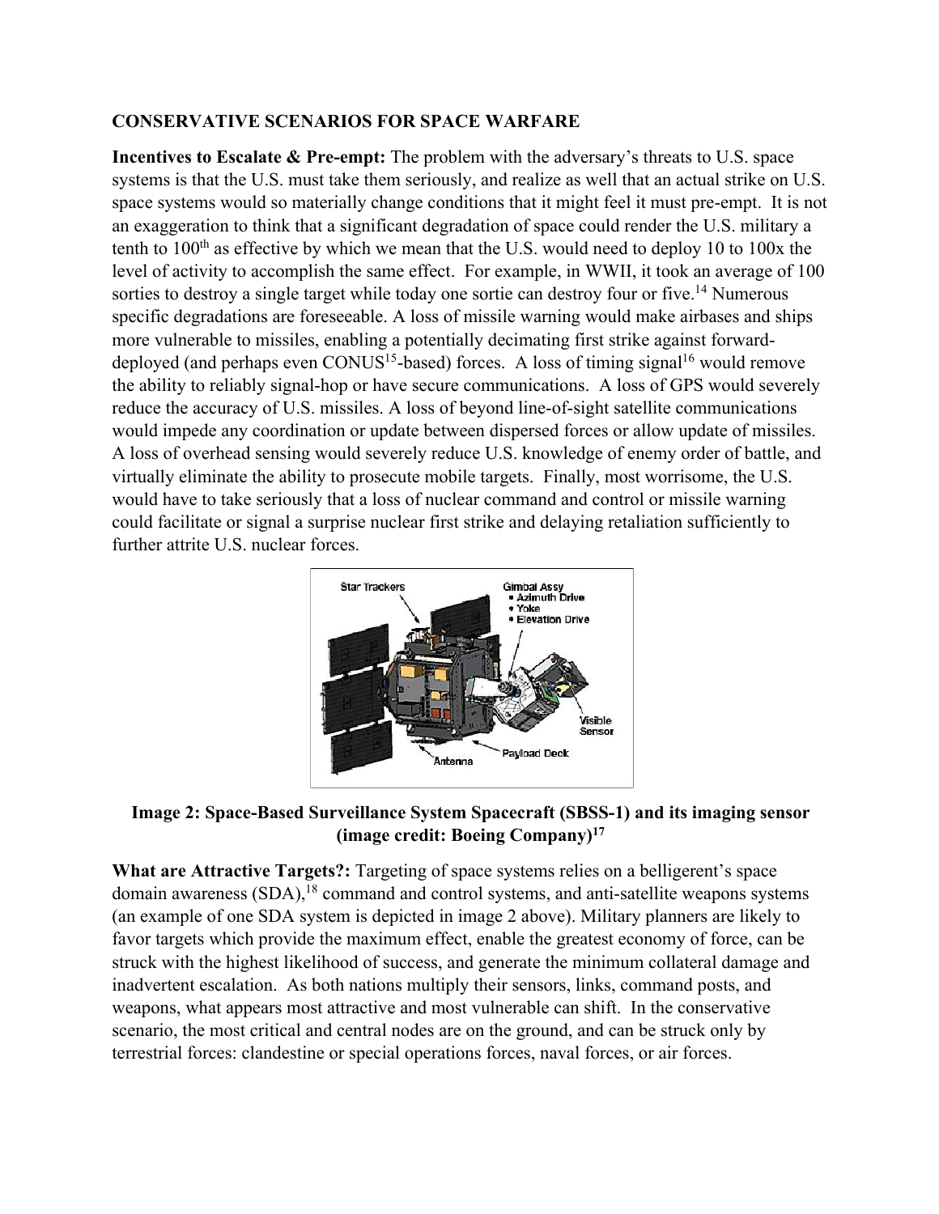**CONSERVATIVE SCENARIOS FOR SPACE WARFARE**

**Incentives to Escalate & Pre-empt:** The problem with the adversary's threats to U.S. space systems is that the U.S. must take them seriously, and realize as well that an actual strike on U.S. space systems would so materially change conditions that it might feel it must pre-empt. It is not an exaggeration to think that a significant degradation of space could render the U.S. military a tenth to 100th as effective by which we mean that the U.S. would need to deploy 10 to 100x the level of activity to accomplish the same effect. For example, in WWII, it took an average of 100 sorties to destroy a single target while today one sortie can destroy four or five.[14] Numerous specific degradations are foreseeable. A loss of missile warning would make airbases and ships more vulnerable to missiles, enabling a potentially decimating first strike against forward-deployed (and perhaps even CONUS[15]-based) forces. A loss of timing signal[16] would remove the ability to reliably signal-hop or have secure communications. A loss of GPS would severely reduce the accuracy of U.S. missiles. A loss of beyond line-of-sight satellite communications would impede any coordination or update between dispersed forces or allow update of missiles. A loss of overhead sensing would severely reduce U.S. knowledge of enemy order of battle, and virtually eliminate the ability to prosecute mobile targets. Finally, most worrisome, the U.S. would have to take seriously that a loss of nuclear command and control or missile warning could facilitate or signal a surprise nuclear first strike and delaying retaliation sufficiently to further attrite U.S. nuclear forces.

**Image 2: Space-Based Surveillance System Spacecraft (SBSS-1) and its imaging sensor (image credit: Boeing Company)[17]**

**What are Attractive Targets?:** Targeting of space systems relies on a belligerent's space domain awareness (SDA),[18] command and control systems, and anti-satellite weapons systems (an example of one SDA system is depicted in image 2 above). Military planners are likely to favor targets which provide the maximum effect, enable the greatest economy of force, can be struck with the highest likelihood of success, and generate the minimum collateral damage and inadvertent escalation. As both nations multiply their sensors, links, command posts, and weapons, what appears most attractive and most vulnerable can shift. In the conservative scenario, the most critical and central nodes are on the ground, and can be struck only by terrestrial forces: clandestine or special operations forces, naval forces, or air forces.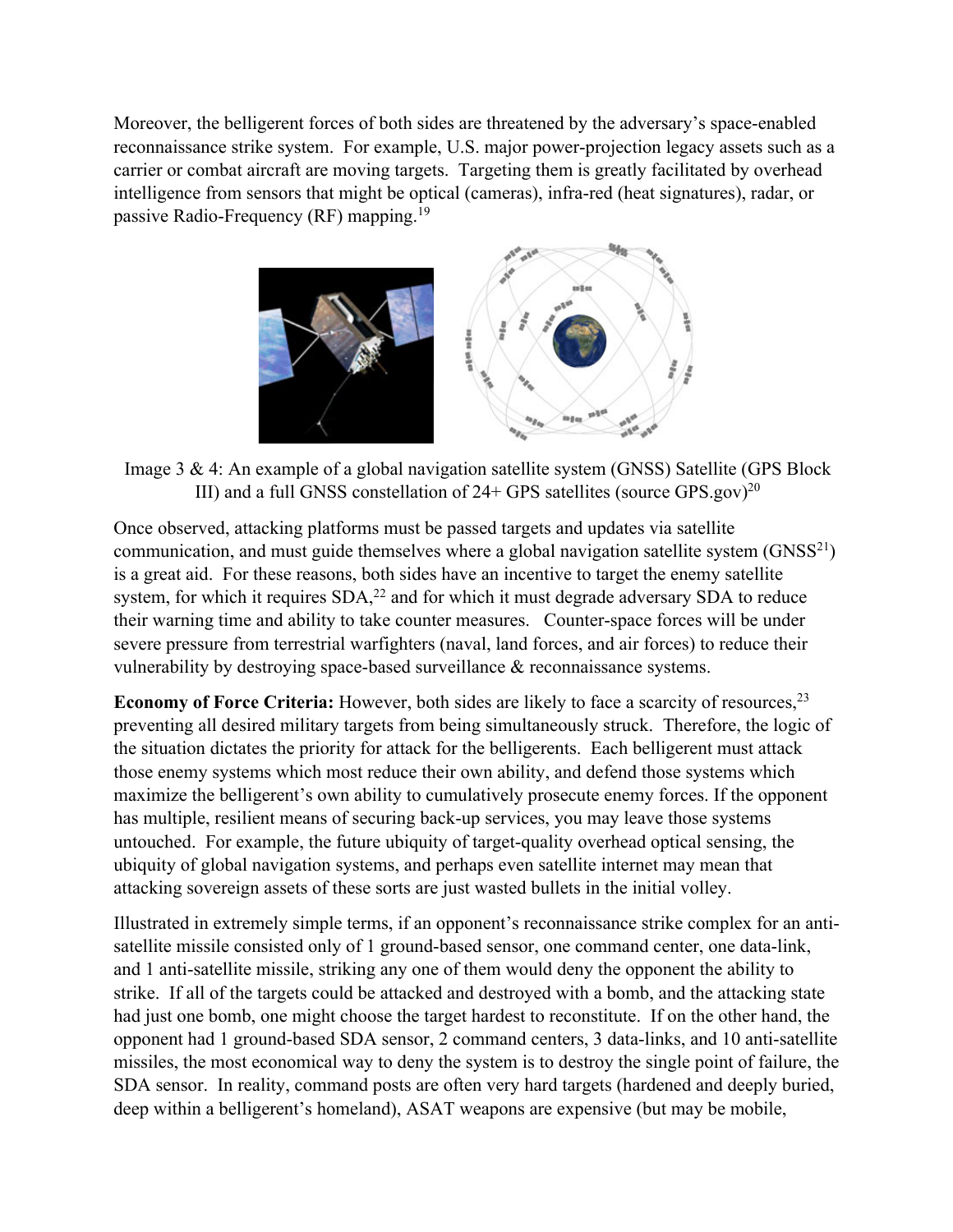Moreover, the belligerent forces of both sides are threatened by the adversary's space-enabled reconnaissance strike system. For example, U.S. major power-projection legacy assets such as a carrier or combat aircraft are moving targets. Targeting them is greatly facilitated by overhead intelligence from sensors that might be optical (cameras), infra-red (heat signatures), radar, or passive Radio-Frequency (RF) mapping.[19]

Image 3 & 4: An example of a global navigation satellite system (GNSS) Satellite (GPS Block III) and a full GNSS constellation of 24+ GPS satellites (source GPS.gov)[20]

Once observed, attacking platforms must be passed targets and updates via satellite communication, and must guide themselves where a global navigation satellite system (GNSS[21]) is a great aid. For these reasons, both sides have an incentive to target the enemy satellite system, for which it requires SDA,[22] and for which it must degrade adversary SDA to reduce their warning time and ability to take counter measures. Counter-space forces will be under severe pressure from terrestrial warfighters (naval, land forces, and air forces) to reduce their vulnerability by destroying space-based surveillance & reconnaissance systems.

**Economy of Force Criteria:** However, both sides are likely to face a scarcity of resources,[23] preventing all desired military targets from being simultaneously struck. Therefore, the logic of the situation dictates the priority for attack for the belligerents. Each belligerent must attack those enemy systems which most reduce their own ability, and defend those systems which maximize the belligerent's own ability to cumulatively prosecute enemy forces. If the opponent has multiple, resilient means of securing back-up services, you may leave those systems untouched. For example, the future ubiquity of target-quality overhead optical sensing, the ubiquity of global navigation systems, and perhaps even satellite internet may mean that attacking sovereign assets of these sorts are just wasted bullets in the initial volley.

Illustrated in extremely simple terms, if an opponent's reconnaissance strike complex for an anti-satellite missile consisted only of 1 ground-based sensor, one command center, one data-link, and 1 anti-satellite missile, striking any one of them would deny the opponent the ability to strike. If all of the targets could be attacked and destroyed with a bomb, and the attacking state had just one bomb, one might choose the target hardest to reconstitute. If on the other hand, the opponent had 1 ground-based SDA sensor, 2 command centers, 3 data-links, and 10 anti-satellite missiles, the most economical way to deny the system is to destroy the single point of failure, the SDA sensor. In reality, command posts are often very hard targets (hardened and deeply buried, deep within a belligerent's homeland), ASAT weapons are expensive (but may be mobile,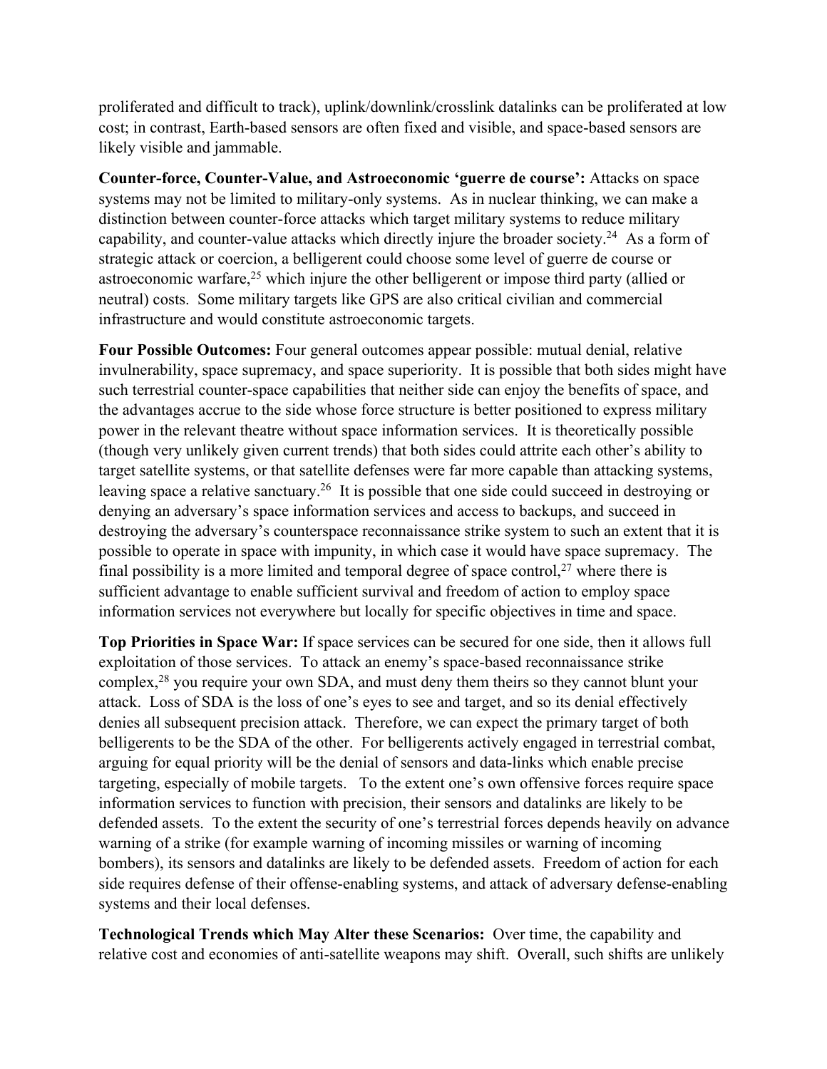proliferated and difficult to track), uplink/downlink/crosslink datalinks can be proliferated at low cost; in contrast, Earth-based sensors are often fixed and visible, and space-based sensors are likely visible and jammable.

**Counter-force, Counter-Value, and Astroeconomic 'guerre de course':** Attacks on space systems may not be limited to military-only systems. As in nuclear thinking, we can make a distinction between counter-force attacks which target military systems to reduce military capability, and counter-value attacks which directly injure the broader society.[24] As a form of strategic attack or coercion, a belligerent could choose some level of guerre de course or astroeconomic warfare,[25] which injure the other belligerent or impose third party (allied or neutral) costs. Some military targets like GPS are also critical civilian and commercial infrastructure and would constitute astroeconomic targets.

**Four Possible Outcomes:** Four general outcomes appear possible: mutual denial, relative invulnerability, space supremacy, and space superiority. It is possible that both sides might have such terrestrial counter-space capabilities that neither side can enjoy the benefits of space, and the advantages accrue to the side whose force structure is better positioned to express military power in the relevant theatre without space information services. It is theoretically possible (though very unlikely given current trends) that both sides could attrite each other's ability to target satellite systems, or that satellite defenses were far more capable than attacking systems, leaving space a relative sanctuary.[26] It is possible that one side could succeed in destroying or denying an adversary's space information services and access to backups, and succeed in destroying the adversary's counterspace reconnaissance strike system to such an extent that it is possible to operate in space with impunity, in which case it would have space supremacy. The final possibility is a more limited and temporal degree of space control,[27] where there is sufficient advantage to enable sufficient survival and freedom of action to employ space information services not everywhere but locally for specific objectives in time and space.

**Top Priorities in Space War:** If space services can be secured for one side, then it allows full exploitation of those services. To attack an enemy's space-based reconnaissance strike complex,[28] you require your own SDA, and must deny them theirs so they cannot blunt your attack. Loss of SDA is the loss of one's eyes to see and target, and so its denial effectively denies all subsequent precision attack. Therefore, we can expect the primary target of both belligerents to be the SDA of the other. For belligerents actively engaged in terrestrial combat, arguing for equal priority will be the denial of sensors and data-links which enable precise targeting, especially of mobile targets. To the extent one's own offensive forces require space information services to function with precision, their sensors and datalinks are likely to be defended assets. To the extent the security of one's terrestrial forces depends heavily on advance warning of a strike (for example warning of incoming missiles or warning of incoming bombers), its sensors and datalinks are likely to be defended assets. Freedom of action for each side requires defense of their offense-enabling systems, and attack of adversary defense-enabling systems and their local defenses.

**Technological Trends which May Alter these Scenarios:** Over time, the capability and relative cost and economies of anti-satellite weapons may shift. Overall, such shifts are unlikely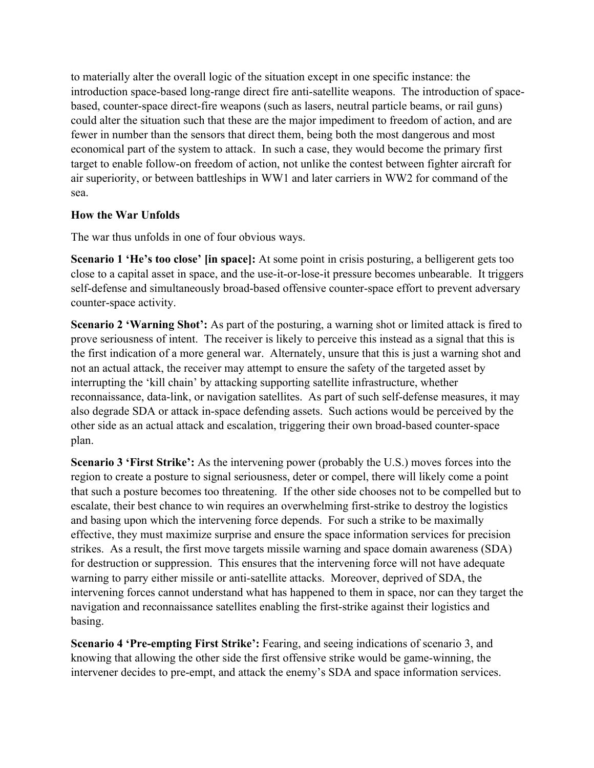to materially alter the overall logic of the situation except in one specific instance: the introduction space-based long-range direct fire anti-satellite weapons. The introduction of space-based, counter-space direct-fire weapons (such as lasers, neutral particle beams, or rail guns) could alter the situation such that these are the major impediment to freedom of action, and are fewer in number than the sensors that direct them, being both the most dangerous and most economical part of the system to attack. In such a case, they would become the primary first target to enable follow-on freedom of action, not unlike the contest between fighter aircraft for air superiority, or between battleships in WW1 and later carriers in WW2 for command of the sea.

**How the War Unfolds**

The war thus unfolds in one of four obvious ways.

**Scenario 1 'He's too close' [in space]:** At some point in crisis posturing, a belligerent gets too close to a capital asset in space, and the use-it-or-lose-it pressure becomes unbearable. It triggers self-defense and simultaneously broad-based offensive counter-space effort to prevent adversary counter-space activity.

**Scenario 2 'Warning Shot':** As part of the posturing, a warning shot or limited attack is fired to prove seriousness of intent. The receiver is likely to perceive this instead as a signal that this is the first indication of a more general war. Alternately, unsure that this is just a warning shot and not an actual attack, the receiver may attempt to ensure the safety of the targeted asset by interrupting the 'kill chain' by attacking supporting satellite infrastructure, whether reconnaissance, data-link, or navigation satellites. As part of such self-defense measures, it may also degrade SDA or attack in-space defending assets. Such actions would be perceived by the other side as an actual attack and escalation, triggering their own broad-based counter-space plan.

**Scenario 3 'First Strike':** As the intervening power (probably the U.S.) moves forces into the region to create a posture to signal seriousness, deter or compel, there will likely come a point that such a posture becomes too threatening. If the other side chooses not to be compelled but to escalate, their best chance to win requires an overwhelming first-strike to destroy the logistics and basing upon which the intervening force depends. For such a strike to be maximally effective, they must maximize surprise and ensure the space information services for precision strikes. As a result, the first move targets missile warning and space domain awareness (SDA) for destruction or suppression. This ensures that the intervening force will not have adequate warning to parry either missile or anti-satellite attacks. Moreover, deprived of SDA, the intervening forces cannot understand what has happened to them in space, nor can they target the navigation and reconnaissance satellites enabling the first-strike against their logistics and basing.

**Scenario 4 'Pre-empting First Strike':** Fearing, and seeing indications of scenario 3, and knowing that allowing the other side the first offensive strike would be game-winning, the intervener decides to pre-empt, and attack the enemy's SDA and space information services.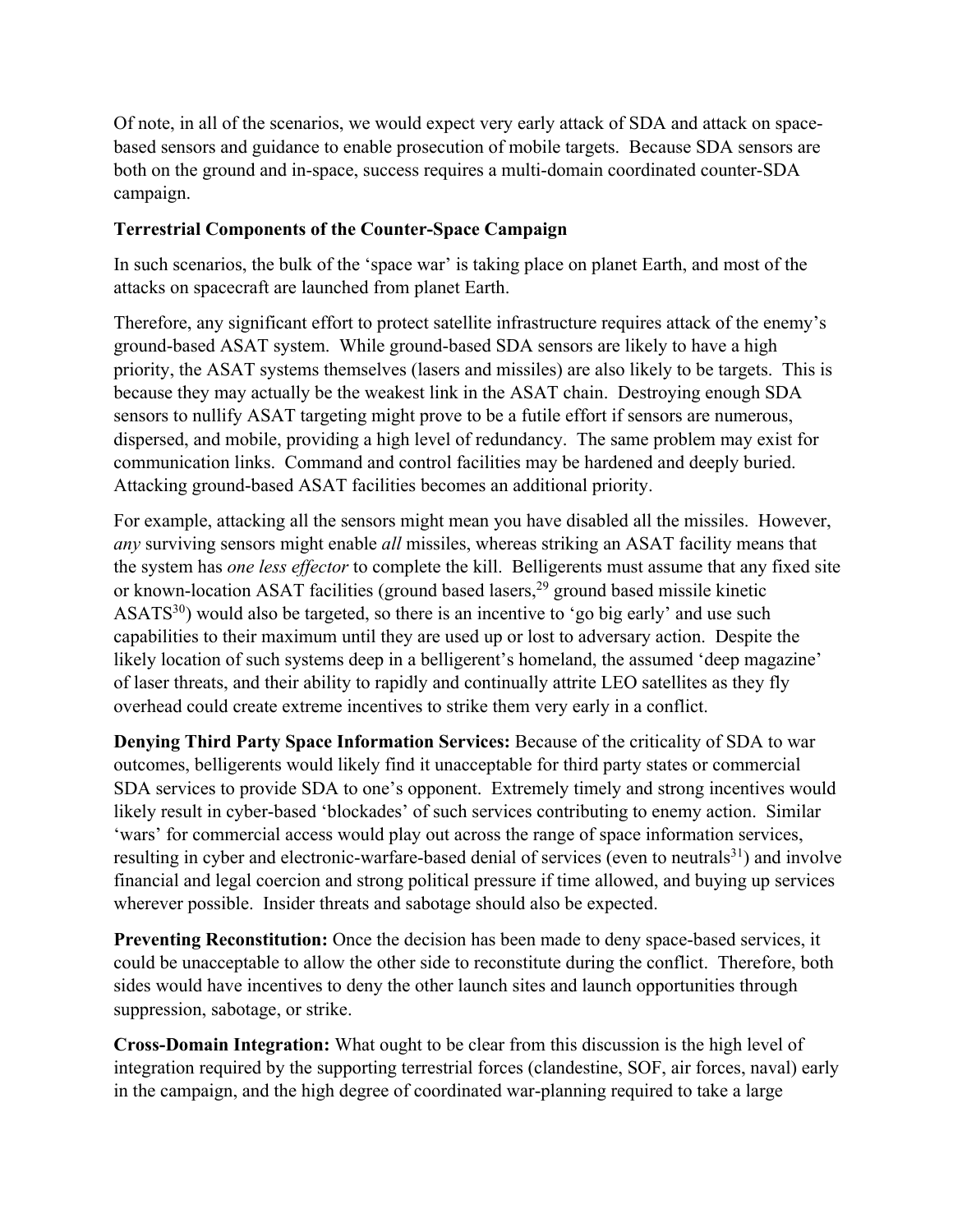Of note, in all of the scenarios, we would expect very early attack of SDA and attack on space-based sensors and guidance to enable prosecution of mobile targets. Because SDA sensors are both on the ground and in-space, success requires a multi-domain coordinated counter-SDA campaign.

**Terrestrial Components of the Counter-Space Campaign**

In such scenarios, the bulk of the 'space war' is taking place on planet Earth, and most of the attacks on spacecraft are launched from planet Earth.

Therefore, any significant effort to protect satellite infrastructure requires attack of the enemy's ground-based ASAT system. While ground-based SDA sensors are likely to have a high priority, the ASAT systems themselves (lasers and missiles) are also likely to be targets. This is because they may actually be the weakest link in the ASAT chain. Destroying enough SDA sensors to nullify ASAT targeting might prove to be a futile effort if sensors are numerous, dispersed, and mobile, providing a high level of redundancy. The same problem may exist for communication links. Command and control facilities may be hardened and deeply buried. Attacking ground-based ASAT facilities becomes an additional priority.

For example, attacking all the sensors might mean you have disabled all the missiles. However, *any* surviving sensors might enable *all* missiles, whereas striking an ASAT facility means that the system has *one less effector* to complete the kill. Belligerents must assume that any fixed site or known-location ASAT facilities (ground based lasers,[29] ground based missile kinetic ASATS[30]) would also be targeted, so there is an incentive to 'go big early' and use such capabilities to their maximum until they are used up or lost to adversary action. Despite the likely location of such systems deep in a belligerent's homeland, the assumed 'deep magazine' of laser threats, and their ability to rapidly and continually attrite LEO satellites as they fly overhead could create extreme incentives to strike them very early in a conflict.

**Denying Third Party Space Information Services:** Because of the criticality of SDA to war outcomes, belligerents would likely find it unacceptable for third party states or commercial SDA services to provide SDA to one's opponent. Extremely timely and strong incentives would likely result in cyber-based 'blockades' of such services contributing to enemy action. Similar 'wars' for commercial access would play out across the range of space information services, resulting in cyber and electronic-warfare-based denial of services (even to neutrals[31]) and involve financial and legal coercion and strong political pressure if time allowed, and buying up services wherever possible. Insider threats and sabotage should also be expected.

**Preventing Reconstitution:** Once the decision has been made to deny space-based services, it could be unacceptable to allow the other side to reconstitute during the conflict. Therefore, both sides would have incentives to deny the other launch sites and launch opportunities through suppression, sabotage, or strike.

**Cross-Domain Integration:** What ought to be clear from this discussion is the high level of integration required by the supporting terrestrial forces (clandestine, SOF, air forces, naval) early in the campaign, and the high degree of coordinated war-planning required to take a large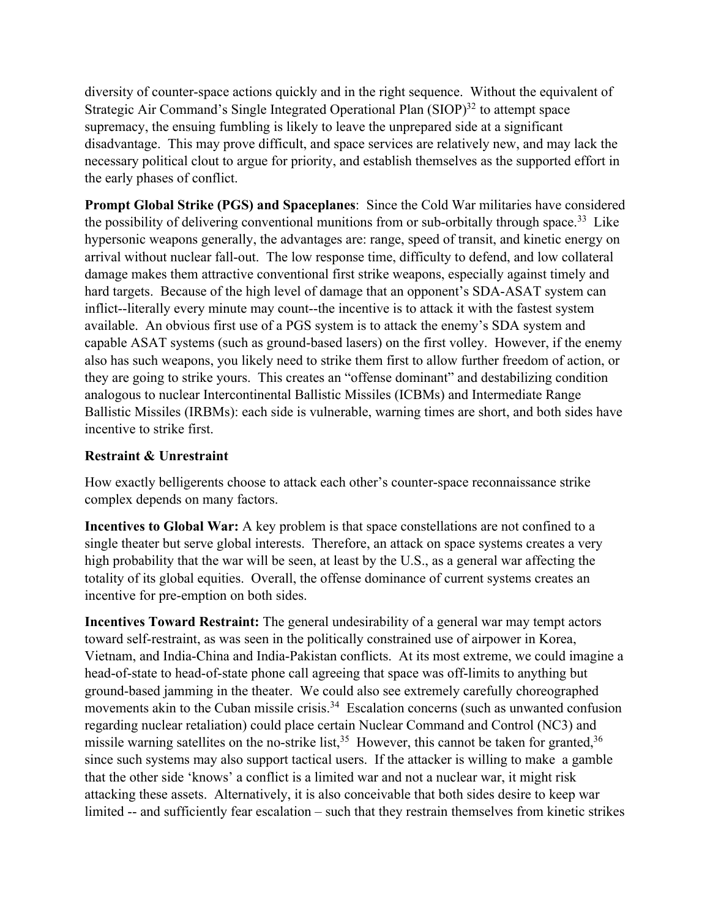diversity of counter-space actions quickly and in the right sequence. Without the equivalent of Strategic Air Command's Single Integrated Operational Plan (SIOP)[32] to attempt space supremacy, the ensuing fumbling is likely to leave the unprepared side at a significant disadvantage. This may prove difficult, and space services are relatively new, and may lack the necessary political clout to argue for priority, and establish themselves as the supported effort in the early phases of conflict.

**Prompt Global Strike (PGS) and Spaceplanes**: Since the Cold War militaries have considered the possibility of delivering conventional munitions from or sub-orbitally through space.[33] Like hypersonic weapons generally, the advantages are: range, speed of transit, and kinetic energy on arrival without nuclear fall-out. The low response time, difficulty to defend, and low collateral damage makes them attractive conventional first strike weapons, especially against timely and hard targets. Because of the high level of damage that an opponent's SDA-ASAT system can inflict--literally every minute may count--the incentive is to attack it with the fastest system available. An obvious first use of a PGS system is to attack the enemy's SDA system and capable ASAT systems (such as ground-based lasers) on the first volley. However, if the enemy also has such weapons, you likely need to strike them first to allow further freedom of action, or they are going to strike yours. This creates an "offense dominant" and destabilizing condition analogous to nuclear Intercontinental Ballistic Missiles (ICBMs) and Intermediate Range Ballistic Missiles (IRBMs): each side is vulnerable, warning times are short, and both sides have incentive to strike first.

**Restraint & Unrestraint**

How exactly belligerents choose to attack each other's counter-space reconnaissance strike complex depends on many factors.

**Incentives to Global War:** A key problem is that space constellations are not confined to a single theater but serve global interests. Therefore, an attack on space systems creates a very high probability that the war will be seen, at least by the U.S., as a general war affecting the totality of its global equities. Overall, the offense dominance of current systems creates an incentive for pre-emption on both sides.

**Incentives Toward Restraint:** The general undesirability of a general war may tempt actors toward self-restraint, as was seen in the politically constrained use of airpower in Korea, Vietnam, and India-China and India-Pakistan conflicts. At its most extreme, we could imagine a head-of-state to head-of-state phone call agreeing that space was off-limits to anything but ground-based jamming in the theater. We could also see extremely carefully choreographed movements akin to the Cuban missile crisis.[34] Escalation concerns (such as unwanted confusion regarding nuclear retaliation) could place certain Nuclear Command and Control (NC3) and missile warning satellites on the no-strike list,[35] However, this cannot be taken for granted,[36] since such systems may also support tactical users. If the attacker is willing to make a gamble that the other side 'knows' a conflict is a limited war and not a nuclear war, it might risk attacking these assets. Alternatively, it is also conceivable that both sides desire to keep war limited -- and sufficiently fear escalation – such that they restrain themselves from kinetic strikes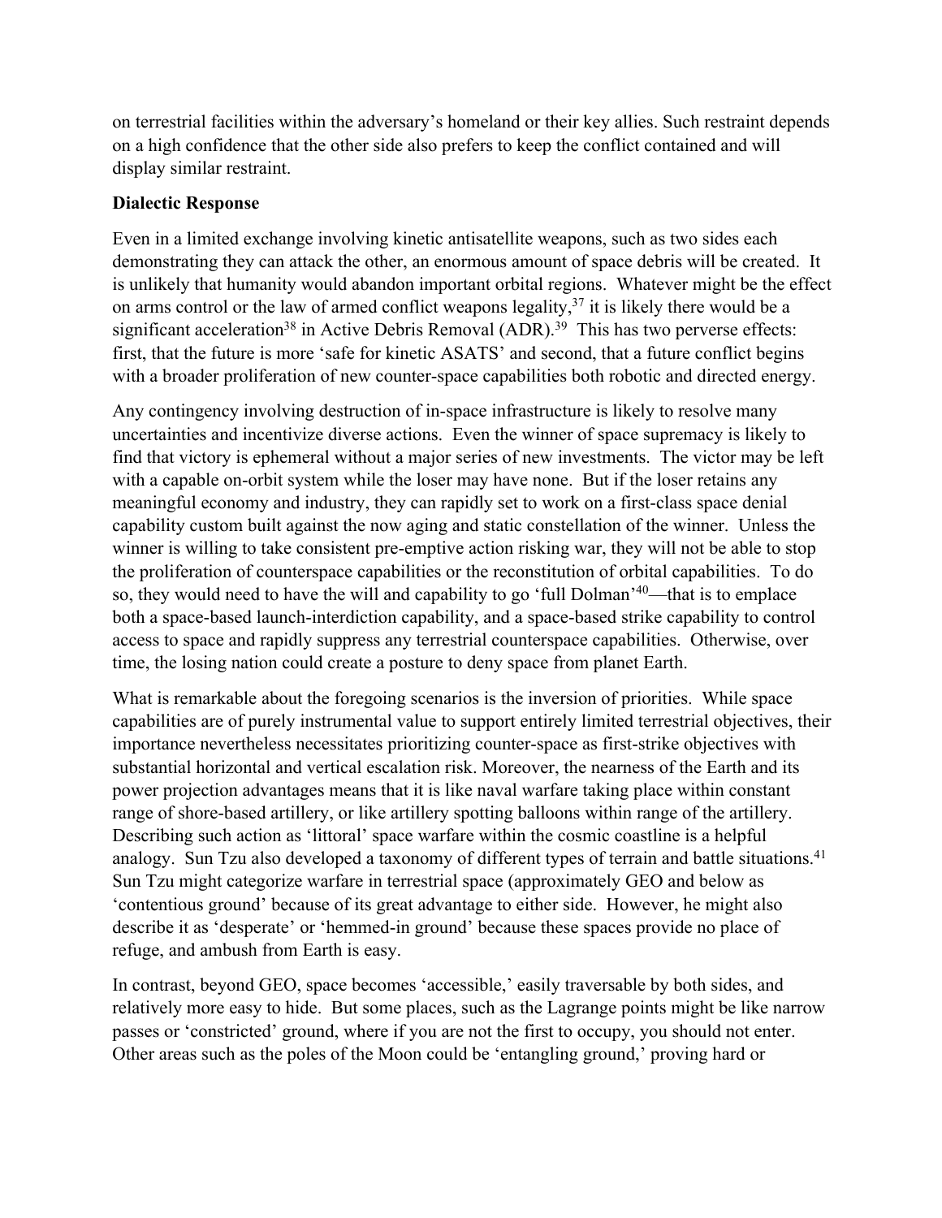on terrestrial facilities within the adversary's homeland or their key allies. Such restraint depends on a high confidence that the other side also prefers to keep the conflict contained and will display similar restraint.

**Dialectic Response**

Even in a limited exchange involving kinetic antisatellite weapons, such as two sides each demonstrating they can attack the other, an enormous amount of space debris will be created. It is unlikely that humanity would abandon important orbital regions. Whatever might be the effect on arms control or the law of armed conflict weapons legality,[37] it is likely there would be a significant acceleration[38] in Active Debris Removal (ADR).[39] This has two perverse effects: first, that the future is more 'safe for kinetic ASATS' and second, that a future conflict begins with a broader proliferation of new counter-space capabilities both robotic and directed energy.

Any contingency involving destruction of in-space infrastructure is likely to resolve many uncertainties and incentivize diverse actions. Even the winner of space supremacy is likely to find that victory is ephemeral without a major series of new investments. The victor may be left with a capable on-orbit system while the loser may have none. But if the loser retains any meaningful economy and industry, they can rapidly set to work on a first-class space denial capability custom built against the now aging and static constellation of the winner. Unless the winner is willing to take consistent pre-emptive action risking war, they will not be able to stop the proliferation of counterspace capabilities or the reconstitution of orbital capabilities. To do so, they would need to have the will and capability to go 'full Dolman'[40]—that is to emplace both a space-based launch-interdiction capability, and a space-based strike capability to control access to space and rapidly suppress any terrestrial counterspace capabilities. Otherwise, over time, the losing nation could create a posture to deny space from planet Earth.

What is remarkable about the foregoing scenarios is the inversion of priorities. While space capabilities are of purely instrumental value to support entirely limited terrestrial objectives, their importance nevertheless necessitates prioritizing counter-space as first-strike objectives with substantial horizontal and vertical escalation risk. Moreover, the nearness of the Earth and its power projection advantages means that it is like naval warfare taking place within constant range of shore-based artillery, or like artillery spotting balloons within range of the artillery. Describing such action as 'littoral' space warfare within the cosmic coastline is a helpful analogy. Sun Tzu also developed a taxonomy of different types of terrain and battle situations.[41] Sun Tzu might categorize warfare in terrestrial space (approximately GEO and below as 'contentious ground' because of its great advantage to either side. However, he might also describe it as 'desperate' or 'hemmed-in ground' because these spaces provide no place of refuge, and ambush from Earth is easy.

In contrast, beyond GEO, space becomes 'accessible,' easily traversable by both sides, and relatively more easy to hide. But some places, such as the Lagrange points might be like narrow passes or 'constricted' ground, where if you are not the first to occupy, you should not enter. Other areas such as the poles of the Moon could be 'entangling ground,' proving hard or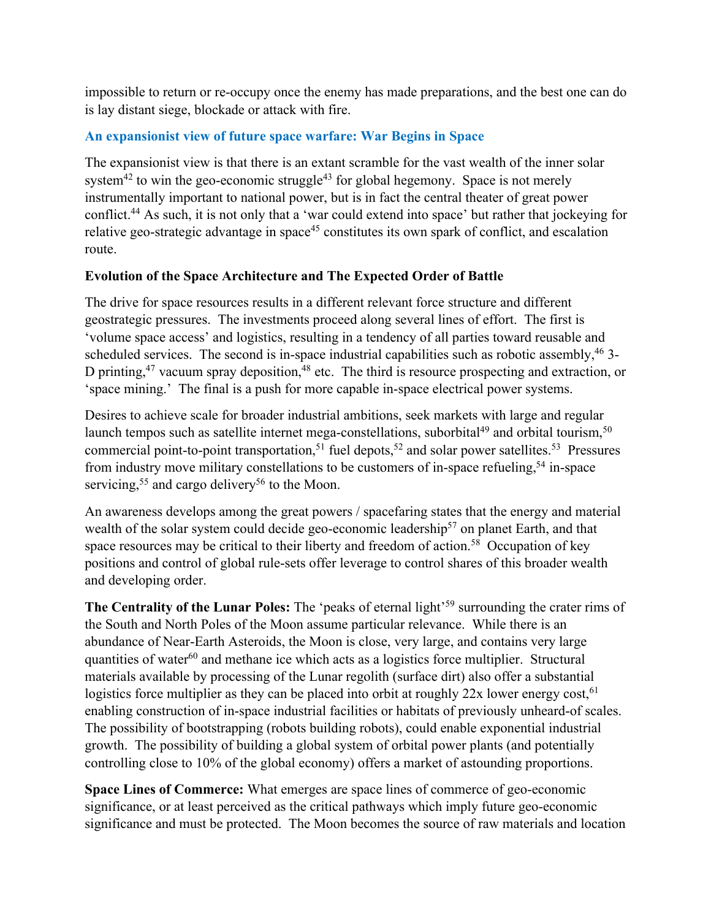impossible to return or re-occupy once the enemy has made preparations, and the best one can do is lay distant siege, blockade or attack with fire.

### An expansionist view of future space warfare: War Begins in Space

The expansionist view is that there is an extant scramble for the vast wealth of the inner solar system[42] to win the geo-economic struggle[43] for global hegemony. Space is not merely instrumentally important to national power, but is in fact the central theater of great power conflict.[44] As such, it is not only that a 'war could extend into space' but rather that jockeying for relative geo-strategic advantage in space[45] constitutes its own spark of conflict, and escalation route.

#### Evolution of the Space Architecture and The Expected Order of Battle

The drive for space resources results in a different relevant force structure and different geostrategic pressures. The investments proceed along several lines of effort. The first is 'volume space access' and logistics, resulting in a tendency of all parties toward reusable and scheduled services. The second is in-space industrial capabilities such as robotic assembly,[46] 3-D printing,[47] vacuum spray deposition,[48] etc. The third is resource prospecting and extraction, or 'space mining.' The final is a push for more capable in-space electrical power systems.

Desires to achieve scale for broader industrial ambitions, seek markets with large and regular launch tempos such as satellite internet mega-constellations, suborbital[49] and orbital tourism,[50] commercial point-to-point transportation,[51] fuel depots,[52] and solar power satellites.[53] Pressures from industry move military constellations to be customers of in-space refueling,[54] in-space servicing,[55] and cargo delivery[56] to the Moon.

An awareness develops among the great powers / spacefaring states that the energy and material wealth of the solar system could decide geo-economic leadership[57] on planet Earth, and that space resources may be critical to their liberty and freedom of action.[58] Occupation of key positions and control of global rule-sets offer leverage to control shares of this broader wealth and developing order.

**The Centrality of the Lunar Poles:** The 'peaks of eternal light'[59] surrounding the crater rims of the South and North Poles of the Moon assume particular relevance. While there is an abundance of Near-Earth Asteroids, the Moon is close, very large, and contains very large quantities of water[60] and methane ice which acts as a logistics force multiplier. Structural materials available by processing of the Lunar regolith (surface dirt) also offer a substantial logistics force multiplier as they can be placed into orbit at roughly 22x lower energy cost,[61] enabling construction of in-space industrial facilities or habitats of previously unheard-of scales. The possibility of bootstrapping (robots building robots), could enable exponential industrial growth. The possibility of building a global system of orbital power plants (and potentially controlling close to 10% of the global economy) offers a market of astounding proportions.

**Space Lines of Commerce:** What emerges are space lines of commerce of geo-economic significance, or at least perceived as the critical pathways which imply future geo-economic significance and must be protected. The Moon becomes the source of raw materials and location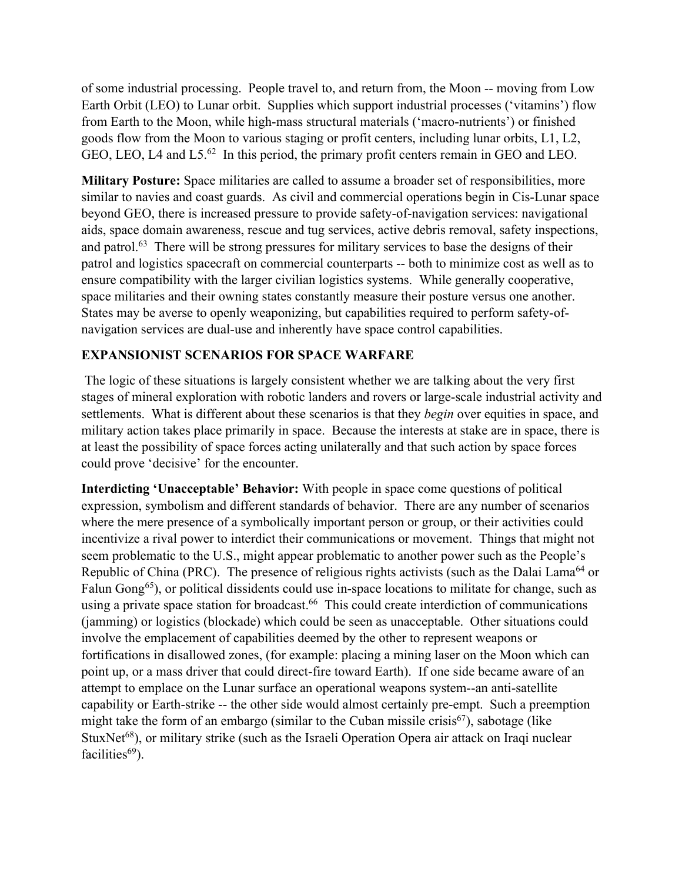of some industrial processing. People travel to, and return from, the Moon -- moving from Low Earth Orbit (LEO) to Lunar orbit. Supplies which support industrial processes ('vitamins') flow from Earth to the Moon, while high-mass structural materials ('macro-nutrients') or finished goods flow from the Moon to various staging or profit centers, including lunar orbits, L1, L2, GEO, LEO, L4 and L5.[62] In this period, the primary profit centers remain in GEO and LEO.

**Military Posture:** Space militaries are called to assume a broader set of responsibilities, more similar to navies and coast guards. As civil and commercial operations begin in Cis-Lunar space beyond GEO, there is increased pressure to provide safety-of-navigation services: navigational aids, space domain awareness, rescue and tug services, active debris removal, safety inspections, and patrol.[63] There will be strong pressures for military services to base the designs of their patrol and logistics spacecraft on commercial counterparts -- both to minimize cost as well as to ensure compatibility with the larger civilian logistics systems. While generally cooperative, space militaries and their owning states constantly measure their posture versus one another. States may be averse to openly weaponizing, but capabilities required to perform safety-of-navigation services are dual-use and inherently have space control capabilities.

## EXPANSIONIST SCENARIOS FOR SPACE WARFARE

The logic of these situations is largely consistent whether we are talking about the very first stages of mineral exploration with robotic landers and rovers or large-scale industrial activity and settlements. What is different about these scenarios is that they *begin* over equities in space, and military action takes place primarily in space. Because the interests at stake are in space, there is at least the possibility of space forces acting unilaterally and that such action by space forces could prove 'decisive' for the encounter.

**Interdicting 'Unacceptable' Behavior:** With people in space come questions of political expression, symbolism and different standards of behavior. There are any number of scenarios where the mere presence of a symbolically important person or group, or their activities could incentivize a rival power to interdict their communications or movement. Things that might not seem problematic to the U.S., might appear problematic to another power such as the People's Republic of China (PRC). The presence of religious rights activists (such as the Dalai Lama[64] or Falun Gong[65]), or political dissidents could use in-space locations to militate for change, such as using a private space station for broadcast.[66] This could create interdiction of communications (jamming) or logistics (blockade) which could be seen as unacceptable. Other situations could involve the emplacement of capabilities deemed by the other to represent weapons or fortifications in disallowed zones, (for example: placing a mining laser on the Moon which can point up, or a mass driver that could direct-fire toward Earth). If one side became aware of an attempt to emplace on the Lunar surface an operational weapons system--an anti-satellite capability or Earth-strike -- the other side would almost certainly pre-empt. Such a preemption might take the form of an embargo (similar to the Cuban missile crisis[67]), sabotage (like StuxNet[68]), or military strike (such as the Israeli Operation Opera air attack on Iraqi nuclear facilities[69]).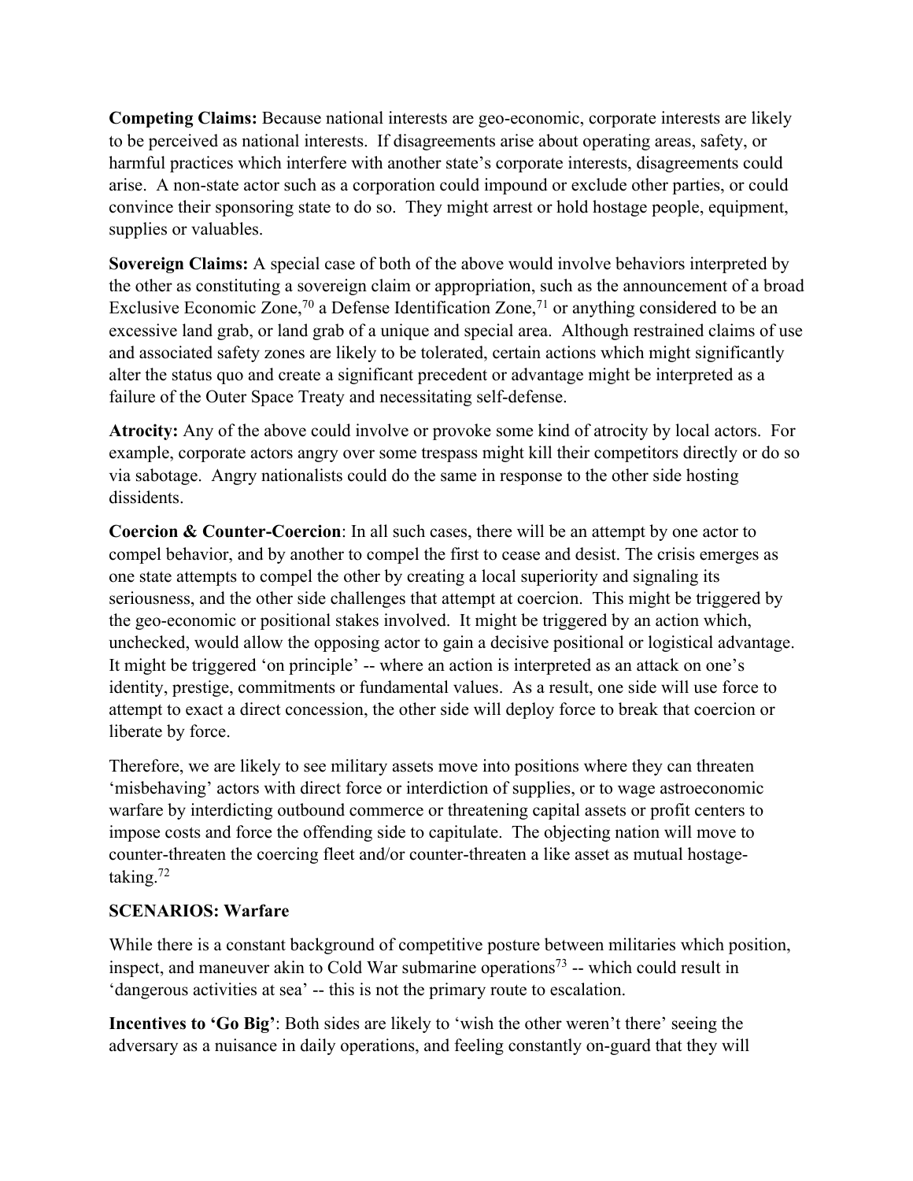**Competing Claims:** Because national interests are geo-economic, corporate interests are likely to be perceived as national interests. If disagreements arise about operating areas, safety, or harmful practices which interfere with another state's corporate interests, disagreements could arise. A non-state actor such as a corporation could impound or exclude other parties, or could convince their sponsoring state to do so. They might arrest or hold hostage people, equipment, supplies or valuables.

**Sovereign Claims:** A special case of both of the above would involve behaviors interpreted by the other as constituting a sovereign claim or appropriation, such as the announcement of a broad Exclusive Economic Zone,[70] a Defense Identification Zone,[71] or anything considered to be an excessive land grab, or land grab of a unique and special area. Although restrained claims of use and associated safety zones are likely to be tolerated, certain actions which might significantly alter the status quo and create a significant precedent or advantage might be interpreted as a failure of the Outer Space Treaty and necessitating self-defense.

**Atrocity:** Any of the above could involve or provoke some kind of atrocity by local actors. For example, corporate actors angry over some trespass might kill their competitors directly or do so via sabotage. Angry nationalists could do the same in response to the other side hosting dissidents.

**Coercion & Counter-Coercion**: In all such cases, there will be an attempt by one actor to compel behavior, and by another to compel the first to cease and desist. The crisis emerges as one state attempts to compel the other by creating a local superiority and signaling its seriousness, and the other side challenges that attempt at coercion. This might be triggered by the geo-economic or positional stakes involved. It might be triggered by an action which, unchecked, would allow the opposing actor to gain a decisive positional or logistical advantage. It might be triggered 'on principle' -- where an action is interpreted as an attack on one's identity, prestige, commitments or fundamental values. As a result, one side will use force to attempt to exact a direct concession, the other side will deploy force to break that coercion or liberate by force.

Therefore, we are likely to see military assets move into positions where they can threaten 'misbehaving' actors with direct force or interdiction of supplies, or to wage astroeconomic warfare by interdicting outbound commerce or threatening capital assets or profit centers to impose costs and force the offending side to capitulate. The objecting nation will move to counter-threaten the coercing fleet and/or counter-threaten a like asset as mutual hostage-taking.[72]

**SCENARIOS: Warfare**

While there is a constant background of competitive posture between militaries which position, inspect, and maneuver akin to Cold War submarine operations[73] -- which could result in 'dangerous activities at sea' -- this is not the primary route to escalation.

**Incentives to 'Go Big'**: Both sides are likely to 'wish the other weren't there' seeing the adversary as a nuisance in daily operations, and feeling constantly on-guard that they will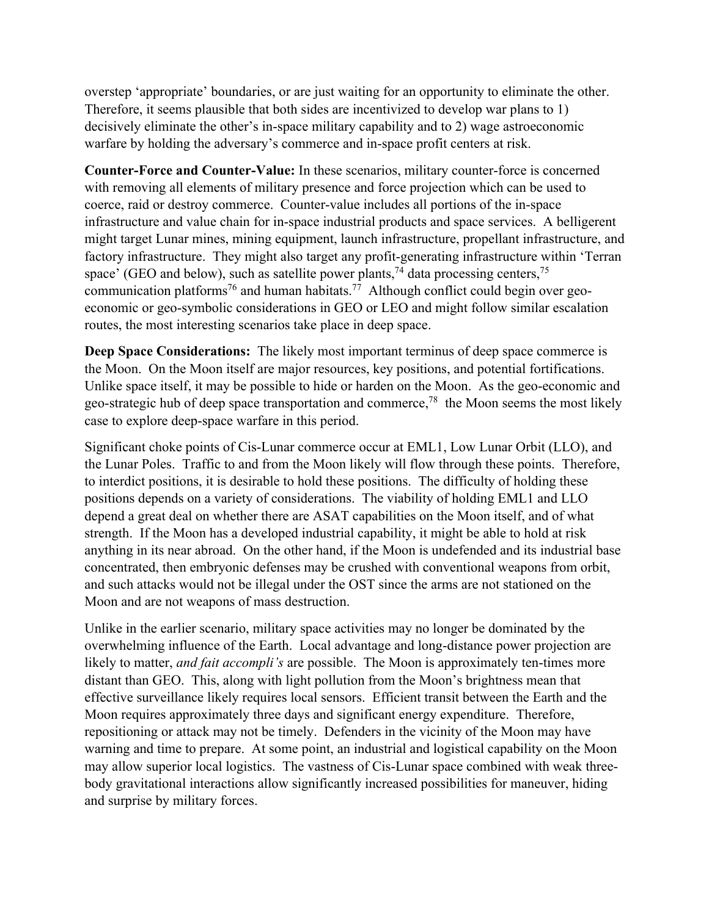overstep 'appropriate' boundaries, or are just waiting for an opportunity to eliminate the other. Therefore, it seems plausible that both sides are incentivized to develop war plans to 1) decisively eliminate the other's in-space military capability and to 2) wage astroeconomic warfare by holding the adversary's commerce and in-space profit centers at risk.

**Counter-Force and Counter-Value:** In these scenarios, military counter-force is concerned with removing all elements of military presence and force projection which can be used to coerce, raid or destroy commerce. Counter-value includes all portions of the in-space infrastructure and value chain for in-space industrial products and space services. A belligerent might target Lunar mines, mining equipment, launch infrastructure, propellant infrastructure, and factory infrastructure. They might also target any profit-generating infrastructure within 'Terran space' (GEO and below), such as satellite power plants,[74] data processing centers,[75] communication platforms[76] and human habitats.[77] Although conflict could begin over geo-economic or geo-symbolic considerations in GEO or LEO and might follow similar escalation routes, the most interesting scenarios take place in deep space.

**Deep Space Considerations:** The likely most important terminus of deep space commerce is the Moon. On the Moon itself are major resources, key positions, and potential fortifications. Unlike space itself, it may be possible to hide or harden on the Moon. As the geo-economic and geo-strategic hub of deep space transportation and commerce,[78] the Moon seems the most likely case to explore deep-space warfare in this period.

Significant choke points of Cis-Lunar commerce occur at EML1, Low Lunar Orbit (LLO), and the Lunar Poles. Traffic to and from the Moon likely will flow through these points. Therefore, to interdict positions, it is desirable to hold these positions. The difficulty of holding these positions depends on a variety of considerations. The viability of holding EML1 and LLO depend a great deal on whether there are ASAT capabilities on the Moon itself, and of what strength. If the Moon has a developed industrial capability, it might be able to hold at risk anything in its near abroad. On the other hand, if the Moon is undefended and its industrial base concentrated, then embryonic defenses may be crushed with conventional weapons from orbit, and such attacks would not be illegal under the OST since the arms are not stationed on the Moon and are not weapons of mass destruction.

Unlike in the earlier scenario, military space activities may no longer be dominated by the overwhelming influence of the Earth. Local advantage and long-distance power projection are likely to matter, *and fait accompli's* are possible. The Moon is approximately ten-times more distant than GEO. This, along with light pollution from the Moon's brightness mean that effective surveillance likely requires local sensors. Efficient transit between the Earth and the Moon requires approximately three days and significant energy expenditure. Therefore, repositioning or attack may not be timely. Defenders in the vicinity of the Moon may have warning and time to prepare. At some point, an industrial and logistical capability on the Moon may allow superior local logistics. The vastness of Cis-Lunar space combined with weak three-body gravitational interactions allow significantly increased possibilities for maneuver, hiding and surprise by military forces.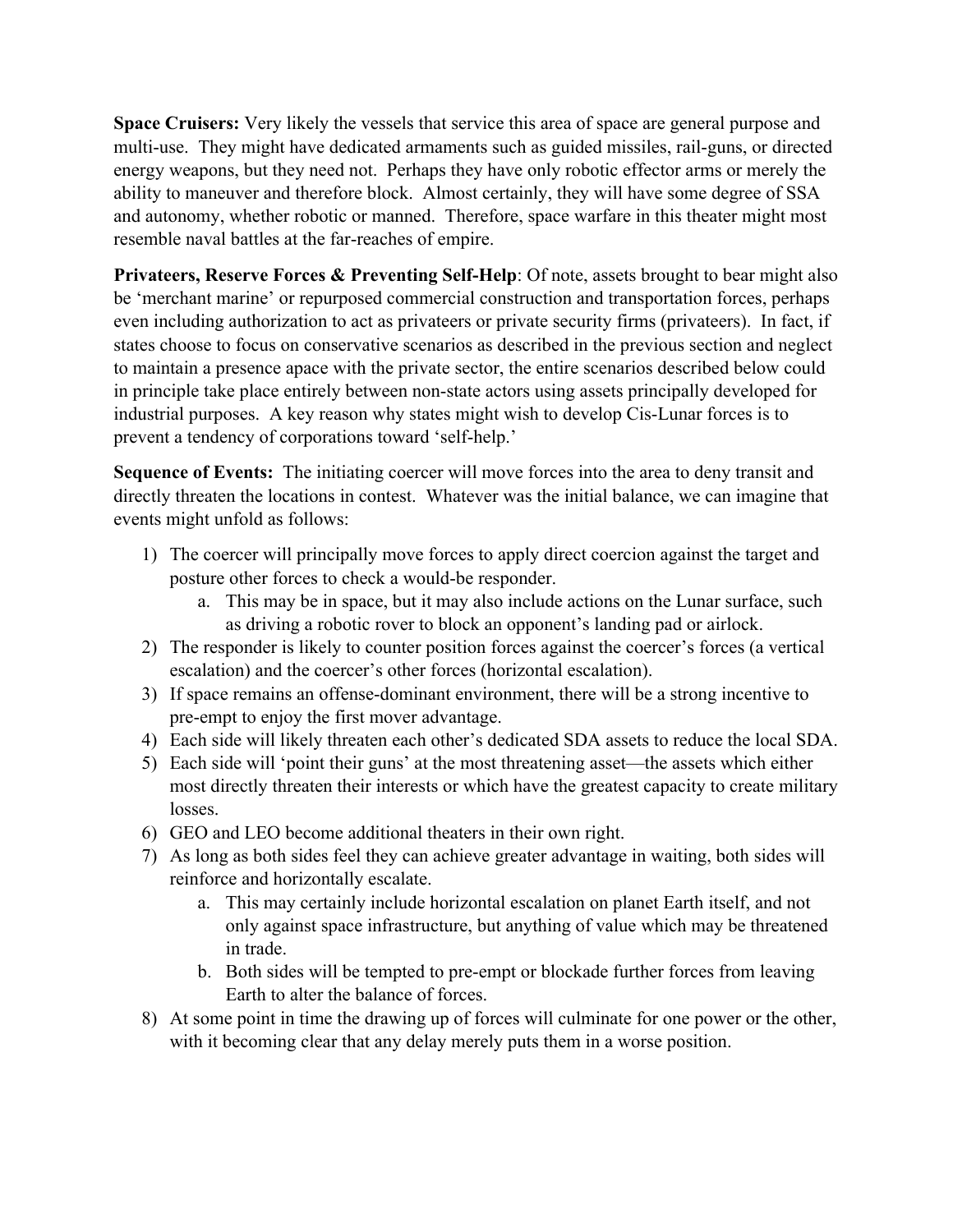**Space Cruisers:** Very likely the vessels that service this area of space are general purpose and multi-use. They might have dedicated armaments such as guided missiles, rail-guns, or directed energy weapons, but they need not. Perhaps they have only robotic effector arms or merely the ability to maneuver and therefore block. Almost certainly, they will have some degree of SSA and autonomy, whether robotic or manned. Therefore, space warfare in this theater might most resemble naval battles at the far-reaches of empire.

**Privateers, Reserve Forces & Preventing Self-Help**: Of note, assets brought to bear might also be 'merchant marine' or repurposed commercial construction and transportation forces, perhaps even including authorization to act as privateers or private security firms (privateers). In fact, if states choose to focus on conservative scenarios as described in the previous section and neglect to maintain a presence apace with the private sector, the entire scenarios described below could in principle take place entirely between non-state actors using assets principally developed for industrial purposes. A key reason why states might wish to develop Cis-Lunar forces is to prevent a tendency of corporations toward 'self-help.'

**Sequence of Events:** The initiating coercer will move forces into the area to deny transit and directly threaten the locations in contest. Whatever was the initial balance, we can imagine that events might unfold as follows:

1) The coercer will principally move forces to apply direct coercion against the target and posture other forces to check a would-be responder.
   a. This may be in space, but it may also include actions on the Lunar surface, such as driving a robotic rover to block an opponent's landing pad or airlock.
2) The responder is likely to counter position forces against the coercer's forces (a vertical escalation) and the coercer's other forces (horizontal escalation).
3) If space remains an offense-dominant environment, there will be a strong incentive to pre-empt to enjoy the first mover advantage.
4) Each side will likely threaten each other's dedicated SDA assets to reduce the local SDA.
5) Each side will 'point their guns' at the most threatening asset—the assets which either most directly threaten their interests or which have the greatest capacity to create military losses.
6) GEO and LEO become additional theaters in their own right.
7) As long as both sides feel they can achieve greater advantage in waiting, both sides will reinforce and horizontally escalate.
   a. This may certainly include horizontal escalation on planet Earth itself, and not only against space infrastructure, but anything of value which may be threatened in trade.
   b. Both sides will be tempted to pre-empt or blockade further forces from leaving Earth to alter the balance of forces.
8) At some point in time the drawing up of forces will culminate for one power or the other, with it becoming clear that any delay merely puts them in a worse position.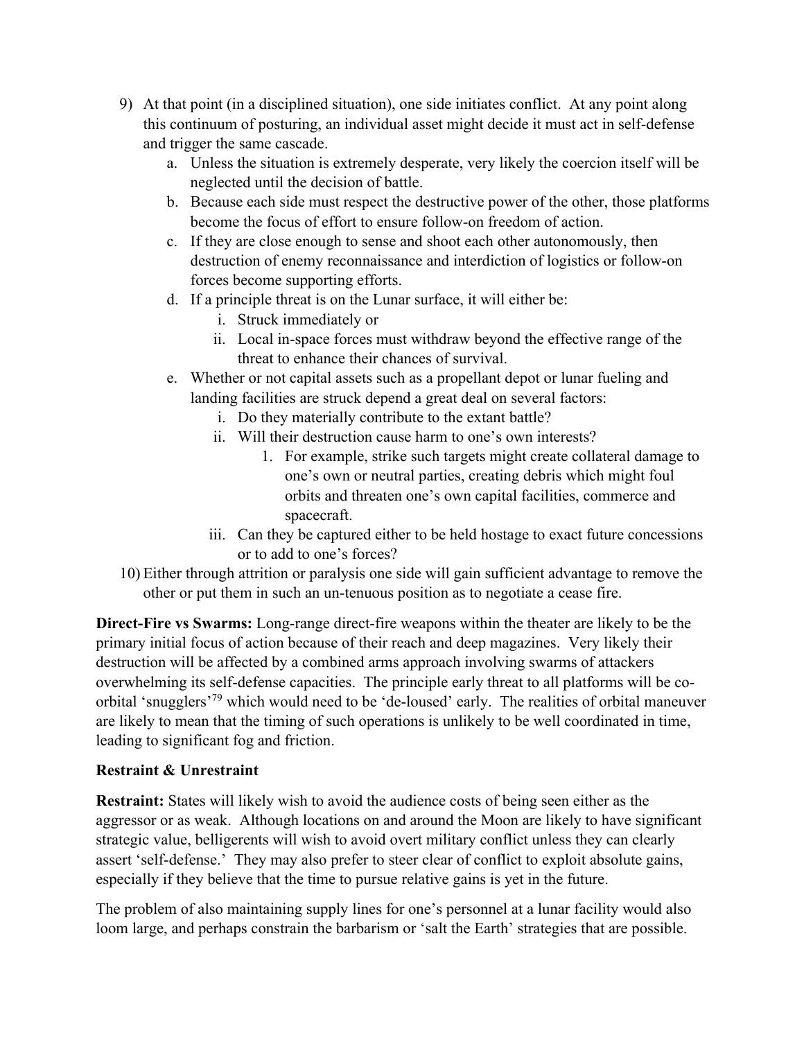9) At that point (in a disciplined situation), one side initiates conflict. At any point along this continuum of posturing, an individual asset might decide it must act in self-defense and trigger the same cascade.
    a. Unless the situation is extremely desperate, very likely the coercion itself will be neglected until the decision of battle.
    b. Because each side must respect the destructive power of the other, those platforms become the focus of effort to ensure follow-on freedom of action.
    c. If they are close enough to sense and shoot each other autonomously, then destruction of enemy reconnaissance and interdiction of logistics or follow-on forces become supporting efforts.
    d. If a principle threat is on the Lunar surface, it will either be:
        i. Struck immediately or
        ii. Local in-space forces must withdraw beyond the effective range of the threat to enhance their chances of survival.
    e. Whether or not capital assets such as a propellant depot or lunar fueling and landing facilities are struck depend a great deal on several factors:
        i. Do they materially contribute to the extant battle?
        ii. Will their destruction cause harm to one's own interests?
            1. For example, strike such targets might create collateral damage to one's own or neutral parties, creating debris which might foul orbits and threaten one's own capital facilities, commerce and spacecraft.
        iii. Can they be captured either to be held hostage to exact future concessions or to add to one's forces?
10) Either through attrition or paralysis one side will gain sufficient advantage to remove the other or put them in such an un-tenuous position as to negotiate a cease fire.

**Direct-Fire vs Swarms:** Long-range direct-fire weapons within the theater are likely to be the primary initial focus of action because of their reach and deep magazines. Very likely their destruction will be affected by a combined arms approach involving swarms of attackers overwhelming its self-defense capacities. The principle early threat to all platforms will be co-orbital 'snugglers'[79] which would need to be 'de-loused' early. The realities of orbital maneuver are likely to mean that the timing of such operations is unlikely to be well coordinated in time, leading to significant fog and friction.

### Restraint & Unrestraint

**Restraint:** States will likely wish to avoid the audience costs of being seen either as the aggressor or as weak. Although locations on and around the Moon are likely to have significant strategic value, belligerents will wish to avoid overt military conflict unless they can clearly assert 'self-defense.' They may also prefer to steer clear of conflict to exploit absolute gains, especially if they believe that the time to pursue relative gains is yet in the future.

The problem of also maintaining supply lines for one's personnel at a lunar facility would also loom large, and perhaps constrain the barbarism or 'salt the Earth' strategies that are possible.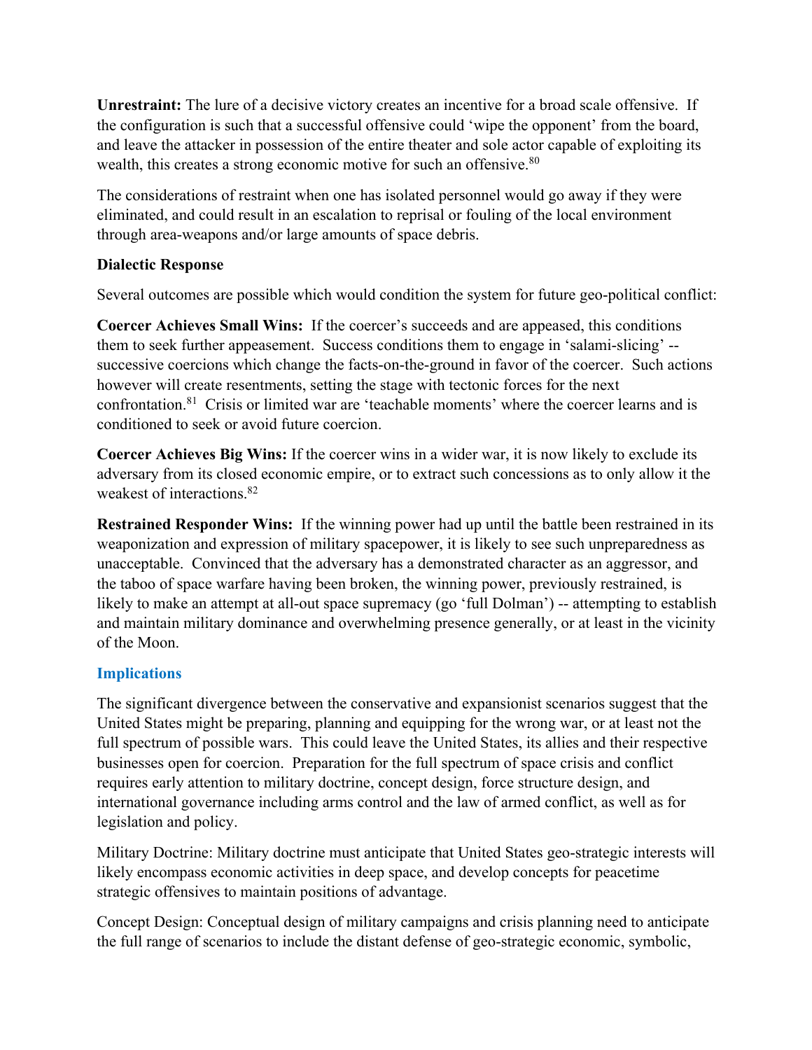**Unrestraint:** The lure of a decisive victory creates an incentive for a broad scale offensive. If the configuration is such that a successful offensive could 'wipe the opponent' from the board, and leave the attacker in possession of the entire theater and sole actor capable of exploiting its wealth, this creates a strong economic motive for such an offensive.[80]

The considerations of restraint when one has isolated personnel would go away if they were eliminated, and could result in an escalation to reprisal or fouling of the local environment through area-weapons and/or large amounts of space debris.

**Dialectic Response**

Several outcomes are possible which would condition the system for future geo-political conflict:

**Coercer Achieves Small Wins:** If the coercer's succeeds and are appeased, this conditions them to seek further appeasement. Success conditions them to engage in 'salami-slicing' -- successive coercions which change the facts-on-the-ground in favor of the coercer. Such actions however will create resentments, setting the stage with tectonic forces for the next confrontation.[81] Crisis or limited war are 'teachable moments' where the coercer learns and is conditioned to seek or avoid future coercion.

**Coercer Achieves Big Wins:** If the coercer wins in a wider war, it is now likely to exclude its adversary from its closed economic empire, or to extract such concessions as to only allow it the weakest of interactions.[82]

**Restrained Responder Wins:** If the winning power had up until the battle been restrained in its weaponization and expression of military spacepower, it is likely to see such unpreparedness as unacceptable. Convinced that the adversary has a demonstrated character as an aggressor, and the taboo of space warfare having been broken, the winning power, previously restrained, is likely to make an attempt at all-out space supremacy (go 'full Dolman') -- attempting to establish and maintain military dominance and overwhelming presence generally, or at least in the vicinity of the Moon.

## Implications

The significant divergence between the conservative and expansionist scenarios suggest that the United States might be preparing, planning and equipping for the wrong war, or at least not the full spectrum of possible wars. This could leave the United States, its allies and their respective businesses open for coercion. Preparation for the full spectrum of space crisis and conflict requires early attention to military doctrine, concept design, force structure design, and international governance including arms control and the law of armed conflict, as well as for legislation and policy.

Military Doctrine: Military doctrine must anticipate that United States geo-strategic interests will likely encompass economic activities in deep space, and develop concepts for peacetime strategic offensives to maintain positions of advantage.

Concept Design: Conceptual design of military campaigns and crisis planning need to anticipate the full range of scenarios to include the distant defense of geo-strategic economic, symbolic,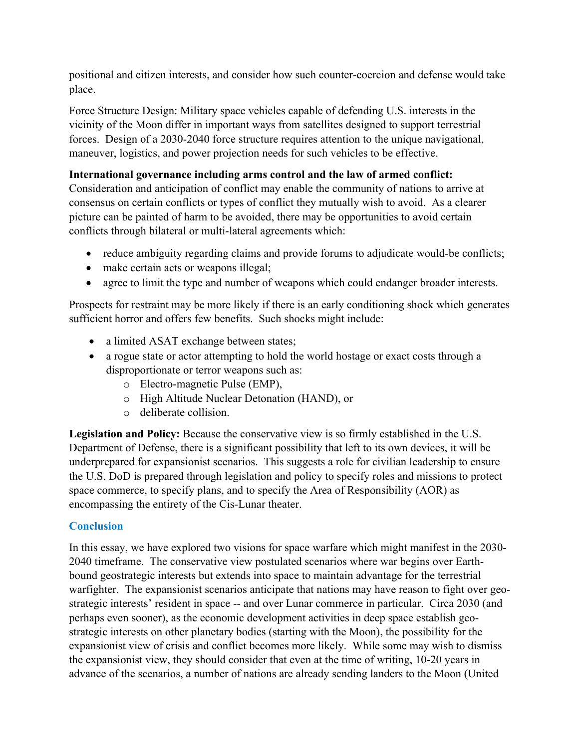positional and citizen interests, and consider how such counter-coercion and defense would take place.

Force Structure Design: Military space vehicles capable of defending U.S. interests in the vicinity of the Moon differ in important ways from satellites designed to support terrestrial forces. Design of a 2030-2040 force structure requires attention to the unique navigational, maneuver, logistics, and power projection needs for such vehicles to be effective.

**International governance including arms control and the law of armed conflict:** Consideration and anticipation of conflict may enable the community of nations to arrive at consensus on certain conflicts or types of conflict they mutually wish to avoid. As a clearer picture can be painted of harm to be avoided, there may be opportunities to avoid certain conflicts through bilateral or multi-lateral agreements which:

- reduce ambiguity regarding claims and provide forums to adjudicate would-be conflicts;
- make certain acts or weapons illegal;
- agree to limit the type and number of weapons which could endanger broader interests.

Prospects for restraint may be more likely if there is an early conditioning shock which generates sufficient horror and offers few benefits. Such shocks might include:

- a limited ASAT exchange between states;
- a rogue state or actor attempting to hold the world hostage or exact costs through a disproportionate or terror weapons such as:
    - Electro-magnetic Pulse (EMP),
    - High Altitude Nuclear Detonation (HAND), or
    - deliberate collision.

**Legislation and Policy:** Because the conservative view is so firmly established in the U.S. Department of Defense, there is a significant possibility that left to its own devices, it will be underprepared for expansionist scenarios. This suggests a role for civilian leadership to ensure the U.S. DoD is prepared through legislation and policy to specify roles and missions to protect space commerce, to specify plans, and to specify the Area of Responsibility (AOR) as encompassing the entirety of the Cis-Lunar theater.

## Conclusion

In this essay, we have explored two visions for space warfare which might manifest in the 2030-2040 timeframe. The conservative view postulated scenarios where war begins over Earth-bound geostrategic interests but extends into space to maintain advantage for the terrestrial warfighter. The expansionist scenarios anticipate that nations may have reason to fight over geo-strategic interests' resident in space -- and over Lunar commerce in particular. Circa 2030 (and perhaps even sooner), as the economic development activities in deep space establish geo-strategic interests on other planetary bodies (starting with the Moon), the possibility for the expansionist view of crisis and conflict becomes more likely. While some may wish to dismiss the expansionist view, they should consider that even at the time of writing, 10-20 years in advance of the scenarios, a number of nations are already sending landers to the Moon (United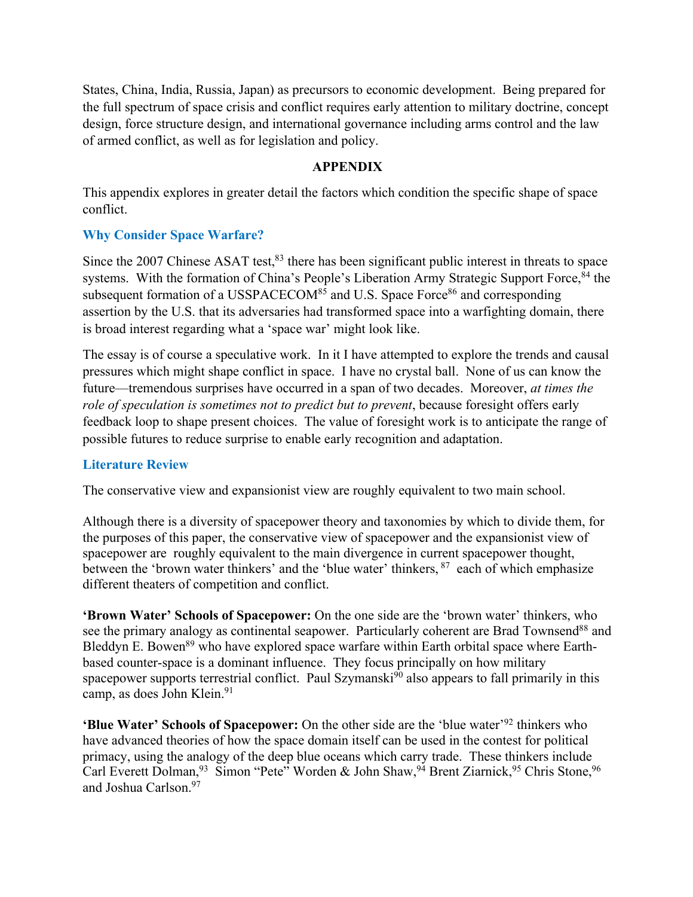States, China, India, Russia, Japan) as precursors to economic development. Being prepared for the full spectrum of space crisis and conflict requires early attention to military doctrine, concept design, force structure design, and international governance including arms control and the law of armed conflict, as well as for legislation and policy.

## APPENDIX

This appendix explores in greater detail the factors which condition the specific shape of space conflict.

### Why Consider Space Warfare?

Since the 2007 Chinese ASAT test,[83] there has been significant public interest in threats to space systems. With the formation of China's People's Liberation Army Strategic Support Force,[84] the subsequent formation of a USSPACECOM[85] and U.S. Space Force[86] and corresponding assertion by the U.S. that its adversaries had transformed space into a warfighting domain, there is broad interest regarding what a 'space war' might look like.

The essay is of course a speculative work. In it I have attempted to explore the trends and causal pressures which might shape conflict in space. I have no crystal ball. None of us can know the future—tremendous surprises have occurred in a span of two decades. Moreover, *at times the role of speculation is sometimes not to predict but to prevent*, because foresight offers early feedback loop to shape present choices. The value of foresight work is to anticipate the range of possible futures to reduce surprise to enable early recognition and adaptation.

### Literature Review

The conservative view and expansionist view are roughly equivalent to two main school.

Although there is a diversity of spacepower theory and taxonomies by which to divide them, for the purposes of this paper, the conservative view of spacepower and the expansionist view of spacepower are roughly equivalent to the main divergence in current spacepower thought, between the 'brown water thinkers' and the 'blue water' thinkers, [87] each of which emphasize different theaters of competition and conflict.

**'Brown Water' Schools of Spacepower:** On the one side are the 'brown water' thinkers, who see the primary analogy as continental seapower. Particularly coherent are Brad Townsend[88] and Bleddyn E. Bowen[89] who have explored space warfare within Earth orbital space where Earth-based counter-space is a dominant influence. They focus principally on how military spacepower supports terrestrial conflict. Paul Szymanski[90] also appears to fall primarily in this camp, as does John Klein.[91]

**'Blue Water' Schools of Spacepower:** On the other side are the 'blue water'[92] thinkers who have advanced theories of how the space domain itself can be used in the contest for political primacy, using the analogy of the deep blue oceans which carry trade. These thinkers include Carl Everett Dolman,[93] Simon "Pete" Worden & John Shaw,[94] Brent Ziarnick,[95] Chris Stone,[96] and Joshua Carlson.[97]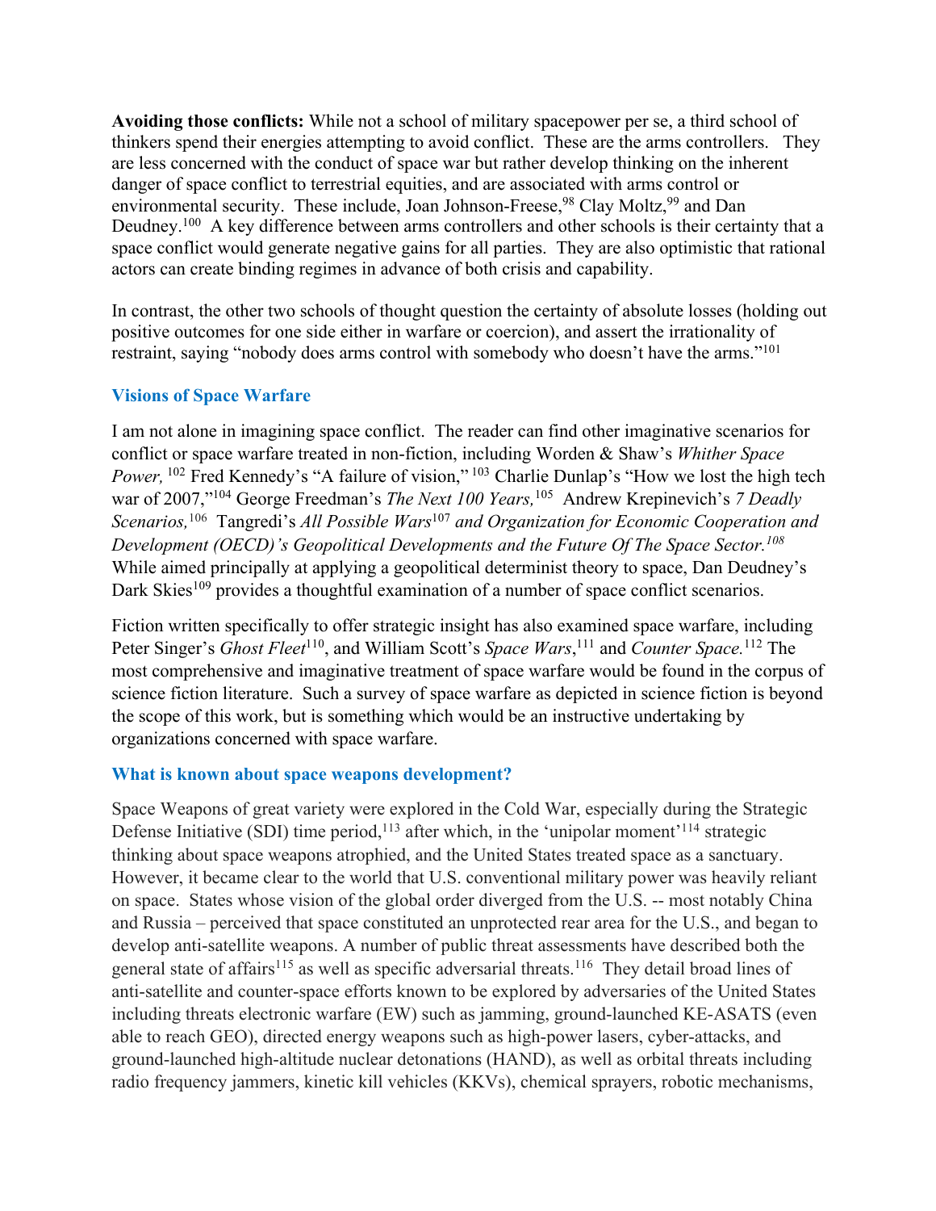**Avoiding those conflicts:** While not a school of military spacepower per se, a third school of thinkers spend their energies attempting to avoid conflict. These are the arms controllers. They are less concerned with the conduct of space war but rather develop thinking on the inherent danger of space conflict to terrestrial equities, and are associated with arms control or environmental security. These include, Joan Johnson-Freese,[98] Clay Moltz,[99] and Dan Deudney.[100] A key difference between arms controllers and other schools is their certainty that a space conflict would generate negative gains for all parties. They are also optimistic that rational actors can create binding regimes in advance of both crisis and capability.

In contrast, the other two schools of thought question the certainty of absolute losses (holding out positive outcomes for one side either in warfare or coercion), and assert the irrationality of restraint, saying "nobody does arms control with somebody who doesn't have the arms."[101]

## Visions of Space Warfare

I am not alone in imagining space conflict. The reader can find other imaginative scenarios for conflict or space warfare treated in non-fiction, including Worden & Shaw's *Whither Space Power,* [102] Fred Kennedy's "A failure of vision," [103] Charlie Dunlap's "How we lost the high tech war of 2007,"[104] George Freedman's *The Next 100 Years,*[105] Andrew Krepinevich's *7 Deadly Scenarios,*[106] Tangredi's *All Possible Wars*[107] *and Organization for Economic Cooperation and Development (OECD)'s Geopolitical Developments and the Future Of The Space Sector.*[108] While aimed principally at applying a geopolitical determinist theory to space, Dan Deudney's Dark Skies[109] provides a thoughtful examination of a number of space conflict scenarios.

Fiction written specifically to offer strategic insight has also examined space warfare, including Peter Singer's *Ghost Fleet*[110], and William Scott's *Space Wars*,[111] and *Counter Space.*[112] The most comprehensive and imaginative treatment of space warfare would be found in the corpus of science fiction literature. Such a survey of space warfare as depicted in science fiction is beyond the scope of this work, but is something which would be an instructive undertaking by organizations concerned with space warfare.

## What is known about space weapons development?

Space Weapons of great variety were explored in the Cold War, especially during the Strategic Defense Initiative (SDI) time period,[113] after which, in the 'unipolar moment'[114] strategic thinking about space weapons atrophied, and the United States treated space as a sanctuary. However, it became clear to the world that U.S. conventional military power was heavily reliant on space. States whose vision of the global order diverged from the U.S. -- most notably China and Russia – perceived that space constituted an unprotected rear area for the U.S., and began to develop anti-satellite weapons. A number of public threat assessments have described both the general state of affairs[115] as well as specific adversarial threats.[116] They detail broad lines of anti-satellite and counter-space efforts known to be explored by adversaries of the United States including threats electronic warfare (EW) such as jamming, ground-launched KE-ASATS (even able to reach GEO), directed energy weapons such as high-power lasers, cyber-attacks, and ground-launched high-altitude nuclear detonations (HAND), as well as orbital threats including radio frequency jammers, kinetic kill vehicles (KKVs), chemical sprayers, robotic mechanisms,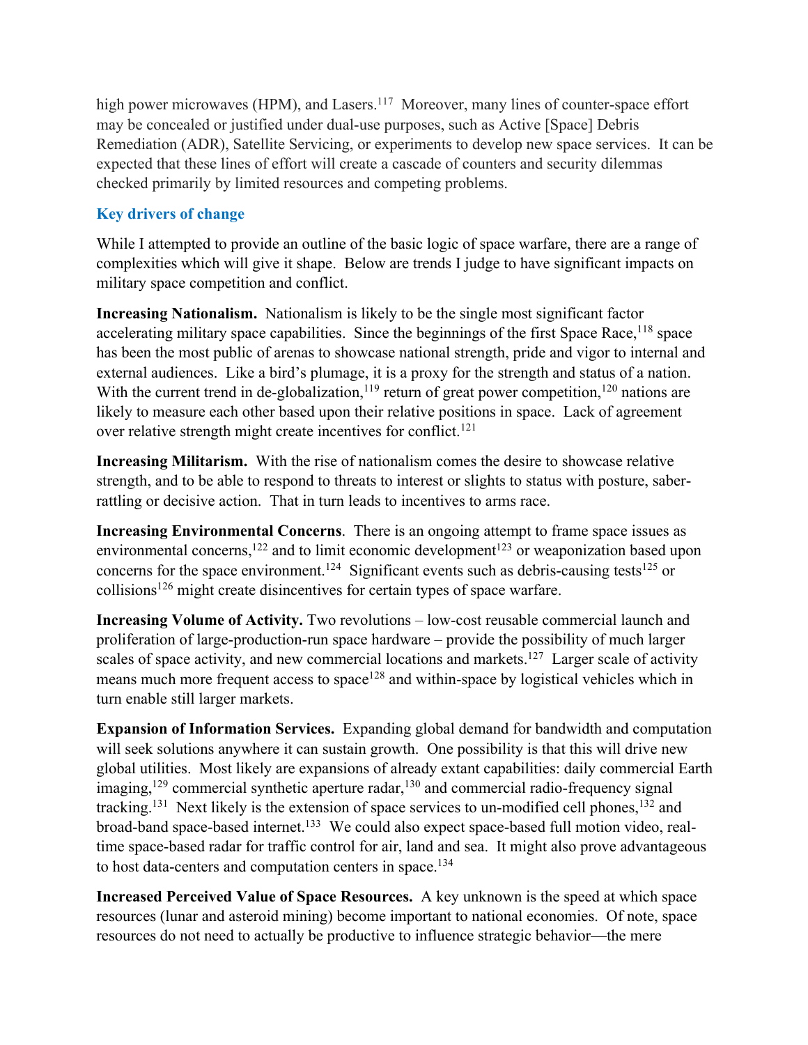high power microwaves (HPM), and Lasers.[117] Moreover, many lines of counter-space effort may be concealed or justified under dual-use purposes, such as Active [Space] Debris Remediation (ADR), Satellite Servicing, or experiments to develop new space services. It can be expected that these lines of effort will create a cascade of counters and security dilemmas checked primarily by limited resources and competing problems.

## Key drivers of change

While I attempted to provide an outline of the basic logic of space warfare, there are a range of complexities which will give it shape. Below are trends I judge to have significant impacts on military space competition and conflict.

**Increasing Nationalism.** Nationalism is likely to be the single most significant factor accelerating military space capabilities. Since the beginnings of the first Space Race,[118] space has been the most public of arenas to showcase national strength, pride and vigor to internal and external audiences. Like a bird's plumage, it is a proxy for the strength and status of a nation. With the current trend in de-globalization,[119] return of great power competition,[120] nations are likely to measure each other based upon their relative positions in space. Lack of agreement over relative strength might create incentives for conflict.[121]

**Increasing Militarism.** With the rise of nationalism comes the desire to showcase relative strength, and to be able to respond to threats to interest or slights to status with posture, saber-rattling or decisive action. That in turn leads to incentives to arms race.

**Increasing Environmental Concerns**. There is an ongoing attempt to frame space issues as environmental concerns,[122] and to limit economic development[123] or weaponization based upon concerns for the space environment.[124] Significant events such as debris-causing tests[125] or collisions[126] might create disincentives for certain types of space warfare.

**Increasing Volume of Activity.** Two revolutions – low-cost reusable commercial launch and proliferation of large-production-run space hardware – provide the possibility of much larger scales of space activity, and new commercial locations and markets.[127] Larger scale of activity means much more frequent access to space[128] and within-space by logistical vehicles which in turn enable still larger markets.

**Expansion of Information Services.** Expanding global demand for bandwidth and computation will seek solutions anywhere it can sustain growth. One possibility is that this will drive new global utilities. Most likely are expansions of already extant capabilities: daily commercial Earth imaging,[129] commercial synthetic aperture radar,[130] and commercial radio-frequency signal tracking.[131] Next likely is the extension of space services to un-modified cell phones,[132] and broad-band space-based internet.[133] We could also expect space-based full motion video, real-time space-based radar for traffic control for air, land and sea. It might also prove advantageous to host data-centers and computation centers in space.[134]

**Increased Perceived Value of Space Resources.** A key unknown is the speed at which space resources (lunar and asteroid mining) become important to national economies. Of note, space resources do not need to actually be productive to influence strategic behavior—the mere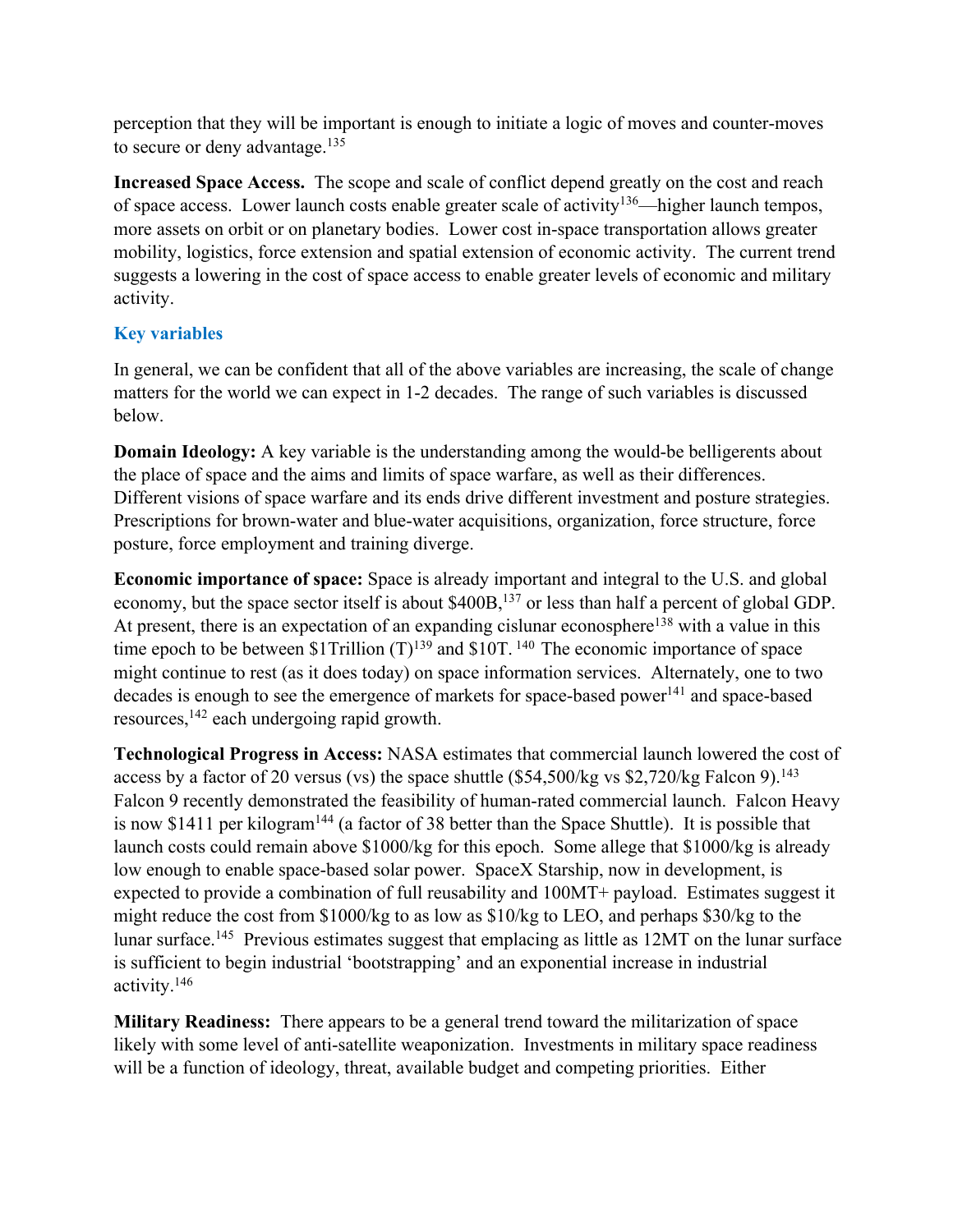perception that they will be important is enough to initiate a logic of moves and counter-moves to secure or deny advantage.[135]

**Increased Space Access.** The scope and scale of conflict depend greatly on the cost and reach of space access. Lower launch costs enable greater scale of activity[136]—higher launch tempos, more assets on orbit or on planetary bodies. Lower cost in-space transportation allows greater mobility, logistics, force extension and spatial extension of economic activity. The current trend suggests a lowering in the cost of space access to enable greater levels of economic and military activity.

### Key variables

In general, we can be confident that all of the above variables are increasing, the scale of change matters for the world we can expect in 1-2 decades. The range of such variables is discussed below.

**Domain Ideology:** A key variable is the understanding among the would-be belligerents about the place of space and the aims and limits of space warfare, as well as their differences. Different visions of space warfare and its ends drive different investment and posture strategies. Prescriptions for brown-water and blue-water acquisitions, organization, force structure, force posture, force employment and training diverge.

**Economic importance of space:** Space is already important and integral to the U.S. and global economy, but the space sector itself is about $400B,[137] or less than half a percent of global GDP. At present, there is an expectation of an expanding cislunar econosphere[138] with a value in this time epoch to be between $1Trillion (T)[139] and $10T. [140] The economic importance of space might continue to rest (as it does today) on space information services. Alternately, one to two decades is enough to see the emergence of markets for space-based power[141] and space-based resources,[142] each undergoing rapid growth.

**Technological Progress in Access:** NASA estimates that commercial launch lowered the cost of access by a factor of 20 versus (vs) the space shuttle ($54,500/kg vs $2,720/kg Falcon 9).[143] Falcon 9 recently demonstrated the feasibility of human-rated commercial launch. Falcon Heavy is now $1411 per kilogram[144] (a factor of 38 better than the Space Shuttle). It is possible that launch costs could remain above $1000/kg for this epoch. Some allege that $1000/kg is already low enough to enable space-based solar power. SpaceX Starship, now in development, is expected to provide a combination of full reusability and 100MT+ payload. Estimates suggest it might reduce the cost from $1000/kg to as low as $10/kg to LEO, and perhaps $30/kg to the lunar surface.[145] Previous estimates suggest that emplacing as little as 12MT on the lunar surface is sufficient to begin industrial 'bootstrapping' and an exponential increase in industrial activity.[146]

**Military Readiness:** There appears to be a general trend toward the militarization of space likely with some level of anti-satellite weaponization. Investments in military space readiness will be a function of ideology, threat, available budget and competing priorities. Either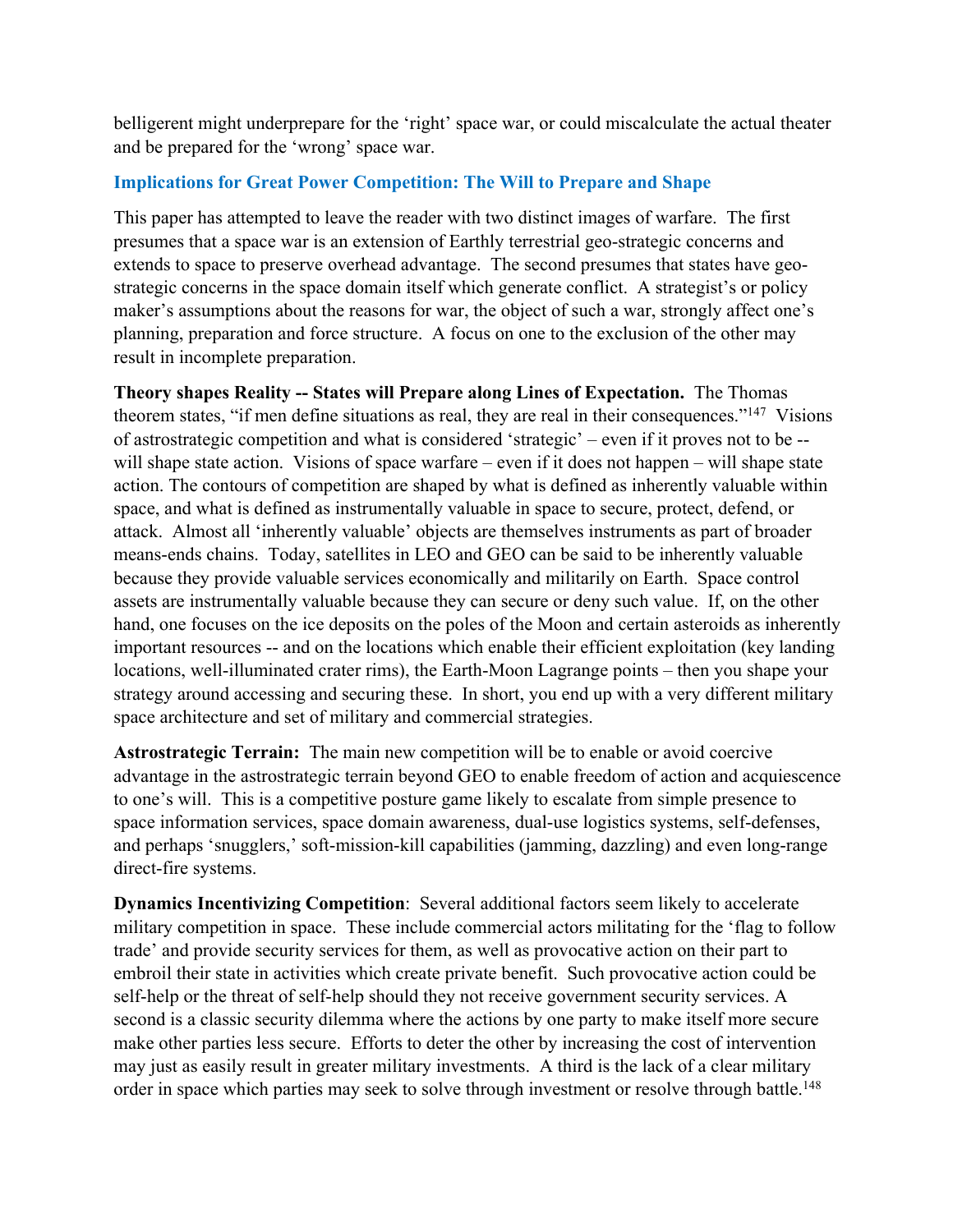belligerent might underprepare for the 'right' space war, or could miscalculate the actual theater and be prepared for the 'wrong' space war.

## Implications for Great Power Competition: The Will to Prepare and Shape

This paper has attempted to leave the reader with two distinct images of warfare. The first presumes that a space war is an extension of Earthly terrestrial geo-strategic concerns and extends to space to preserve overhead advantage. The second presumes that states have geo-strategic concerns in the space domain itself which generate conflict. A strategist's or policy maker's assumptions about the reasons for war, the object of such a war, strongly affect one's planning, preparation and force structure. A focus on one to the exclusion of the other may result in incomplete preparation.

**Theory shapes Reality -- States will Prepare along Lines of Expectation.** The Thomas theorem states, "if men define situations as real, they are real in their consequences."[147] Visions of astrostrategic competition and what is considered 'strategic' – even if it proves not to be -- will shape state action. Visions of space warfare – even if it does not happen – will shape state action. The contours of competition are shaped by what is defined as inherently valuable within space, and what is defined as instrumentally valuable in space to secure, protect, defend, or attack. Almost all 'inherently valuable' objects are themselves instruments as part of broader means-ends chains. Today, satellites in LEO and GEO can be said to be inherently valuable because they provide valuable services economically and militarily on Earth. Space control assets are instrumentally valuable because they can secure or deny such value. If, on the other hand, one focuses on the ice deposits on the poles of the Moon and certain asteroids as inherently important resources -- and on the locations which enable their efficient exploitation (key landing locations, well-illuminated crater rims), the Earth-Moon Lagrange points – then you shape your strategy around accessing and securing these. In short, you end up with a very different military space architecture and set of military and commercial strategies.

**Astrostrategic Terrain:** The main new competition will be to enable or avoid coercive advantage in the astrostrategic terrain beyond GEO to enable freedom of action and acquiescence to one's will. This is a competitive posture game likely to escalate from simple presence to space information services, space domain awareness, dual-use logistics systems, self-defenses, and perhaps 'snugglers,' soft-mission-kill capabilities (jamming, dazzling) and even long-range direct-fire systems.

**Dynamics Incentivizing Competition**: Several additional factors seem likely to accelerate military competition in space. These include commercial actors militating for the 'flag to follow trade' and provide security services for them, as well as provocative action on their part to embroil their state in activities which create private benefit. Such provocative action could be self-help or the threat of self-help should they not receive government security services. A second is a classic security dilemma where the actions by one party to make itself more secure make other parties less secure. Efforts to deter the other by increasing the cost of intervention may just as easily result in greater military investments. A third is the lack of a clear military order in space which parties may seek to solve through investment or resolve through battle.[148]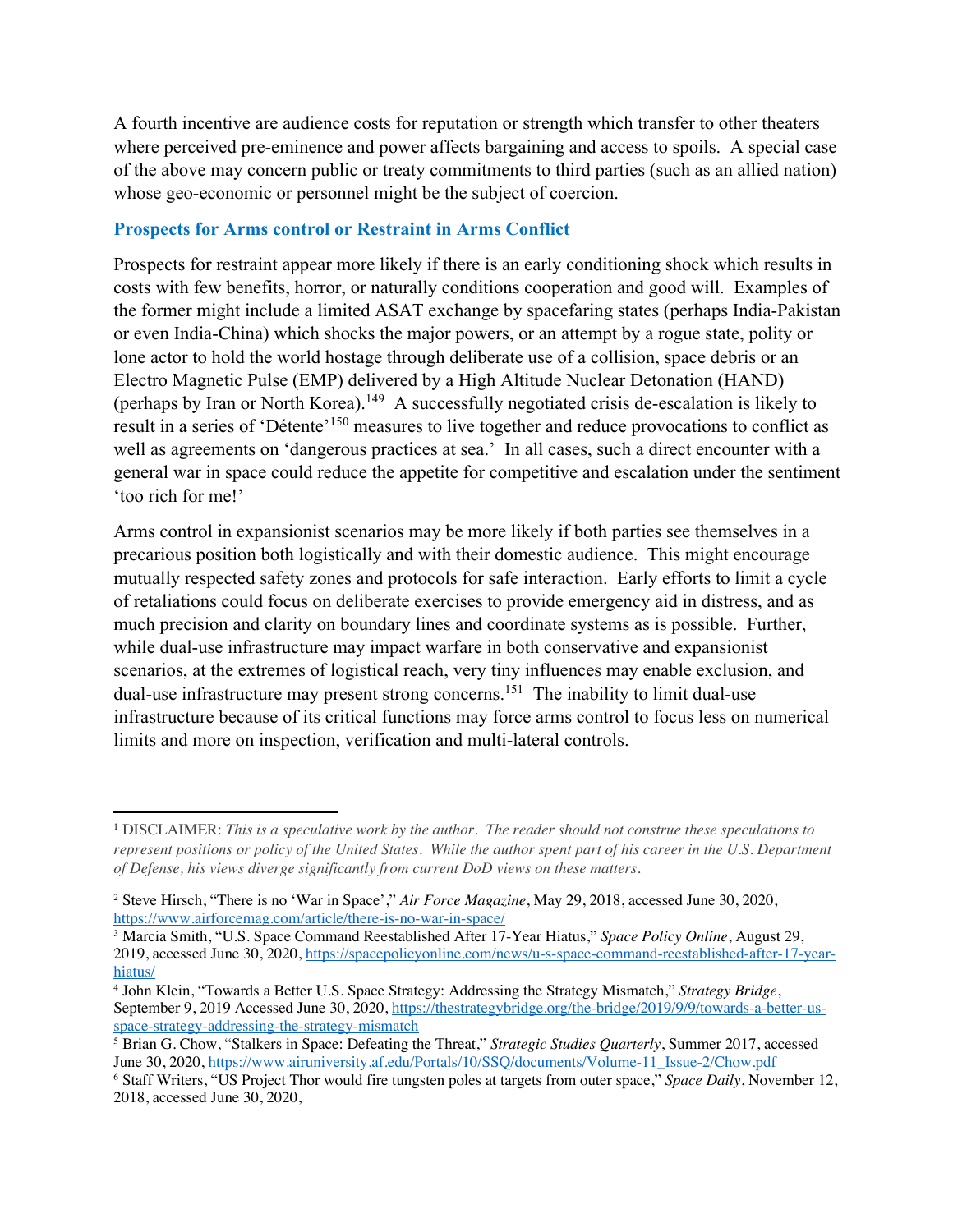A fourth incentive are audience costs for reputation or strength which transfer to other theaters where perceived pre-eminence and power affects bargaining and access to spoils. A special case of the above may concern public or treaty commitments to third parties (such as an allied nation) whose geo-economic or personnel might be the subject of coercion.

### Prospects for Arms control or Restraint in Arms Conflict

Prospects for restraint appear more likely if there is an early conditioning shock which results in costs with few benefits, horror, or naturally conditions cooperation and good will. Examples of the former might include a limited ASAT exchange by spacefaring states (perhaps India-Pakistan or even India-China) which shocks the major powers, or an attempt by a rogue state, polity or lone actor to hold the world hostage through deliberate use of a collision, space debris or an Electro Magnetic Pulse (EMP) delivered by a High Altitude Nuclear Detonation (HAND) (perhaps by Iran or North Korea).[149] A successfully negotiated crisis de-escalation is likely to result in a series of 'Détente'[150] measures to live together and reduce provocations to conflict as well as agreements on 'dangerous practices at sea.' In all cases, such a direct encounter with a general war in space could reduce the appetite for competitive and escalation under the sentiment 'too rich for me!'

Arms control in expansionist scenarios may be more likely if both parties see themselves in a precarious position both logistically and with their domestic audience. This might encourage mutually respected safety zones and protocols for safe interaction. Early efforts to limit a cycle of retaliations could focus on deliberate exercises to provide emergency aid in distress, and as much precision and clarity on boundary lines and coordinate systems as is possible. Further, while dual-use infrastructure may impact warfare in both conservative and expansionist scenarios, at the extremes of logistical reach, very tiny influences may enable exclusion, and dual-use infrastructure may present strong concerns.[151] The inability to limit dual-use infrastructure because of its critical functions may force arms control to focus less on numerical limits and more on inspection, verification and multi-lateral controls.

---

[1] DISCLAIMER: *This is a speculative work by the author. The reader should not construe these speculations to represent positions or policy of the United States. While the author spent part of his career in the U.S. Department of Defense, his views diverge significantly from current DoD views on these matters.*

[2] Steve Hirsch, "There is no 'War in Space'," *Air Force Magazine*, May 29, 2018, accessed June 30, 2020, https://www.airforcemag.com/article/there-is-no-war-in-space/

[3] Marcia Smith, "U.S. Space Command Reestablished After 17-Year Hiatus," *Space Policy Online*, August 29, 2019, accessed June 30, 2020, https://spacepolicyonline.com/news/u-s-space-command-reestablished-after-17-year-hiatus/

[4] John Klein, "Towards a Better U.S. Space Strategy: Addressing the Strategy Mismatch," *Strategy Bridge*, September 9, 2019 Accessed June 30, 2020, https://thestrategybridge.org/the-bridge/2019/9/9/towards-a-better-us-space-strategy-addressing-the-strategy-mismatch

[5] Brian G. Chow, "Stalkers in Space: Defeating the Threat," *Strategic Studies Quarterly*, Summer 2017, accessed June 30, 2020, https://www.airuniversity.af.edu/Portals/10/SSQ/documents/Volume-11_Issue-2/Chow.pdf

[6] Staff Writers, "US Project Thor would fire tungsten poles at targets from outer space," *Space Daily*, November 12, 2018, accessed June 30, 2020,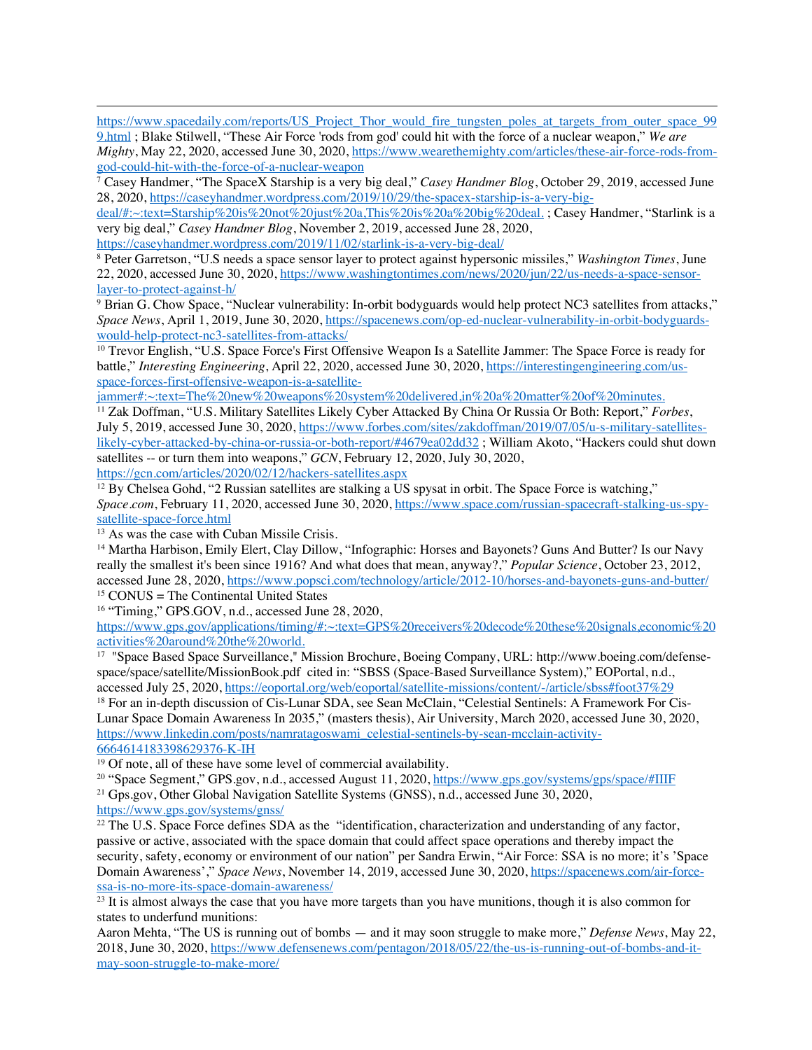https://www.spacedaily.com/reports/US_Project_Thor_would_fire_tungsten_poles_at_targets_from_outer_space_999.html ; Blake Stilwell, "These Air Force 'rods from god' could hit with the force of a nuclear weapon," *We are Mighty*, May 22, 2020, accessed June 30, 2020, https://www.wearethemighty.com/articles/these-air-force-rods-from-god-could-hit-with-the-force-of-a-nuclear-weapon

[7] Casey Handmer, "The SpaceX Starship is a very big deal," *Casey Handmer Blog*, October 29, 2019, accessed June 28, 2020, https://caseyhandmer.wordpress.com/2019/10/29/the-spacex-starship-is-a-very-big-deal/#:~:text=Starship%20is%20not%20just%20a,This%20is%20a%20big%20deal. ; Casey Handmer, "Starlink is a very big deal," *Casey Handmer Blog*, November 2, 2019, accessed June 28, 2020, https://caseyhandmer.wordpress.com/2019/11/02/starlink-is-a-very-big-deal/

[8] Peter Garretson, "U.S needs a space sensor layer to protect against hypersonic missiles," *Washington Times*, June 22, 2020, accessed June 30, 2020, https://www.washingtontimes.com/news/2020/jun/22/us-needs-a-space-sensor-layer-to-protect-against-h/

[9] Brian G. Chow Space, "Nuclear vulnerability: In-orbit bodyguards would help protect NC3 satellites from attacks," *Space News*, April 1, 2019, June 30, 2020, https://spacenews.com/op-ed-nuclear-vulnerability-in-orbit-bodyguards-would-help-protect-nc3-satellites-from-attacks/

[10] Trevor English, "U.S. Space Force's First Offensive Weapon Is a Satellite Jammer: The Space Force is ready for battle," *Interesting Engineering*, April 22, 2020, accessed June 30, 2020, https://interestingengineering.com/us-space-forces-first-offensive-weapon-is-a-satellite-jammer#:~:text=The%20new%20weapons%20system%20delivered,in%20a%20matter%20of%20minutes.

[11] Zak Doffman, "U.S. Military Satellites Likely Cyber Attacked By China Or Russia Or Both: Report," *Forbes*, July 5, 2019, accessed June 30, 2020, https://www.forbes.com/sites/zakdoffman/2019/07/05/u-s-military-satellites-likely-cyber-attacked-by-china-or-russia-or-both-report/#4679ea02dd32 ; William Akoto, "Hackers could shut down satellites -- or turn them into weapons," *GCN*, February 12, 2020, July 30, 2020, https://gcn.com/articles/2020/02/12/hackers-satellites.aspx

[12] By Chelsea Gohd, "2 Russian satellites are stalking a US spysat in orbit. The Space Force is watching," *Space.com*, February 11, 2020, accessed June 30, 2020, https://www.space.com/russian-spacecraft-stalking-us-spy-satellite-space-force.html

[13] As was the case with Cuban Missile Crisis.

[14] Martha Harbison, Emily Elert, Clay Dillow, "Infographic: Horses and Bayonets? Guns And Butter? Is our Navy really the smallest it's been since 1916? And what does that mean, anyway?," *Popular Science*, October 23, 2012, accessed June 28, 2020, https://www.popsci.com/technology/article/2012-10/horses-and-bayonets-guns-and-butter/

[15] CONUS = The Continental United States

[16] "Timing," GPS.GOV, n.d., accessed June 28, 2020, https://www.gps.gov/applications/timing/#:~:text=GPS%20receivers%20decode%20these%20signals,economic%20activities%20around%20the%20world.

[17] "Space Based Space Surveillance," Mission Brochure, Boeing Company, URL: http://www.boeing.com/defense-space/space/satellite/MissionBook.pdf cited in: "SBSS (Space-Based Surveillance System)," EOPortal, n.d., accessed July 25, 2020, https://eoportal.org/web/eoportal/satellite-missions/content/-/article/sbss#foot37%29

[18] For an in-depth discussion of Cis-Lunar SDA, see Sean McClain, "Celestial Sentinels: A Framework For Cis-Lunar Space Domain Awareness In 2035," (masters thesis), Air University, March 2020, accessed June 30, 2020, https://www.linkedin.com/posts/namratagoswami_celestial-sentinels-by-sean-mcclain-activity-6664614183398629376-K-IH

[19] Of note, all of these have some level of commercial availability.

[20] "Space Segment," GPS.gov, n.d., accessed August 11, 2020, https://www.gps.gov/systems/gps/space/#IIIF

[21] Gps.gov, Other Global Navigation Satellite Systems (GNSS), n.d., accessed June 30, 2020, https://www.gps.gov/systems/gnss/

[22] The U.S. Space Force defines SDA as the "identification, characterization and understanding of any factor, passive or active, associated with the space domain that could affect space operations and thereby impact the security, safety, economy or environment of our nation" per Sandra Erwin, "Air Force: SSA is no more; it's 'Space Domain Awareness'," *Space News*, November 14, 2019, accessed June 30, 2020, https://spacenews.com/air-force-ssa-is-no-more-its-space-domain-awareness/

[23] It is almost always the case that you have more targets than you have munitions, though it is also common for states to underfund munitions:
Aaron Mehta, "The US is running out of bombs — and it may soon struggle to make more," *Defense News*, May 22, 2018, June 30, 2020, https://www.defensenews.com/pentagon/2018/05/22/the-us-is-running-out-of-bombs-and-it-may-soon-struggle-to-make-more/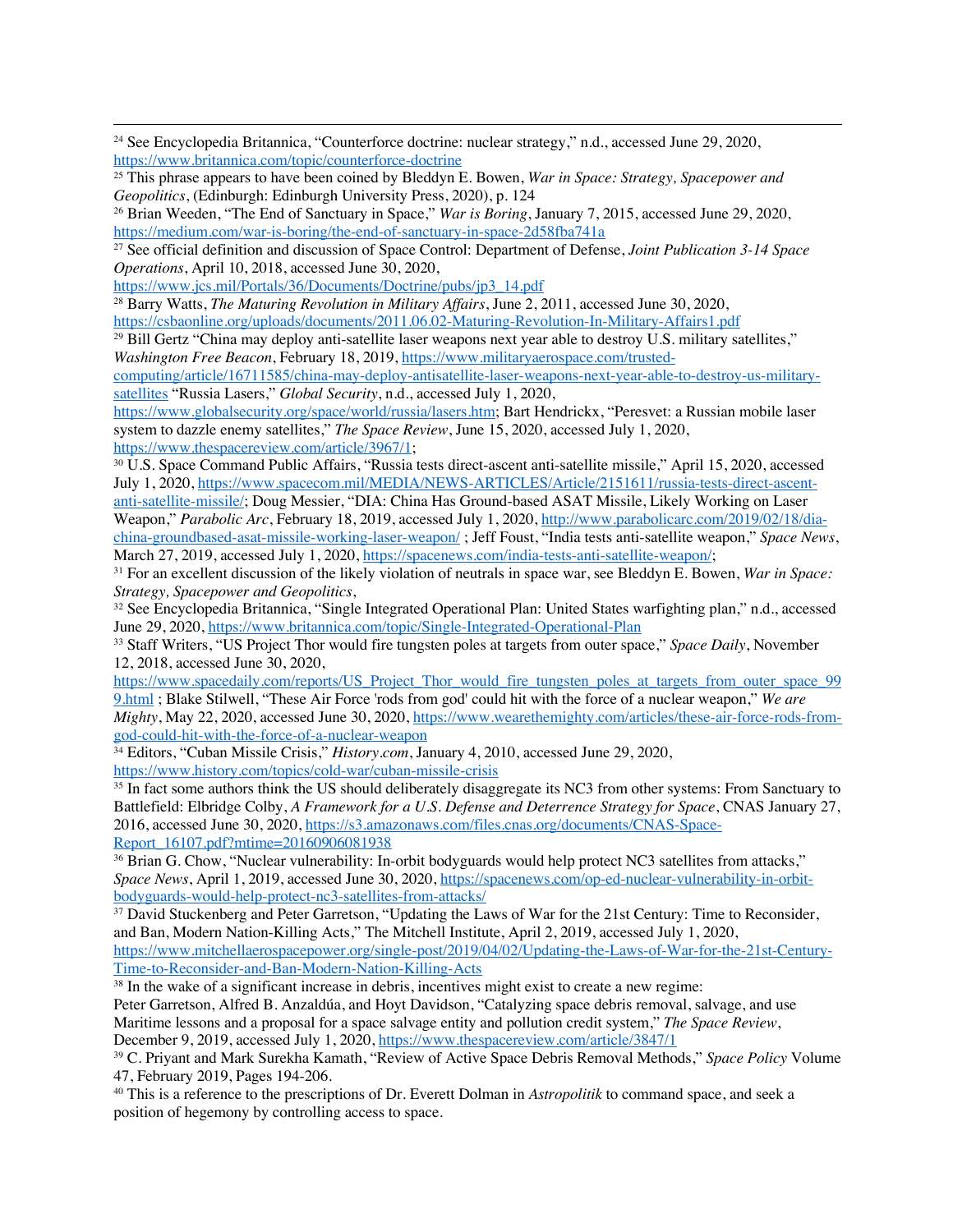[24] See Encyclopedia Britannica, "Counterforce doctrine: nuclear strategy," n.d., accessed June 29, 2020, https://www.britannica.com/topic/counterforce-doctrine

[25] This phrase appears to have been coined by Bleddyn E. Bowen, *War in Space: Strategy, Spacepower and Geopolitics*, (Edinburgh: Edinburgh University Press, 2020), p. 124

[26] Brian Weeden, "The End of Sanctuary in Space," *War is Boring*, January 7, 2015, accessed June 29, 2020, https://medium.com/war-is-boring/the-end-of-sanctuary-in-space-2d58fba741a

[27] See official definition and discussion of Space Control: Department of Defense, *Joint Publication 3-14 Space Operations*, April 10, 2018, accessed June 30, 2020, https://www.jcs.mil/Portals/36/Documents/Doctrine/pubs/jp3_14.pdf

[28] Barry Watts, *The Maturing Revolution in Military Affairs*, June 2, 2011, accessed June 30, 2020, https://csbaonline.org/uploads/documents/2011.06.02-Maturing-Revolution-In-Military-Affairs1.pdf

[29] Bill Gertz "China may deploy anti-satellite laser weapons next year able to destroy U.S. military satellites," *Washington Free Beacon*, February 18, 2019, https://www.militaryaerospace.com/trusted-computing/article/16711585/china-may-deploy-antisatellite-laser-weapons-next-year-able-to-destroy-us-military-satellites "Russia Lasers," *Global Security*, n.d., accessed July 1, 2020, https://www.globalsecurity.org/space/world/russia/lasers.htm; Bart Hendrickx, "Peresvet: a Russian mobile laser system to dazzle enemy satellites," *The Space Review*, June 15, 2020, accessed July 1, 2020, https://www.thespacereview.com/article/3967/1;

[30] U.S. Space Command Public Affairs, "Russia tests direct-ascent anti-satellite missile," April 15, 2020, accessed July 1, 2020, https://www.spacecom.mil/MEDIA/NEWS-ARTICLES/Article/2151611/russia-tests-direct-ascent-anti-satellite-missile/; Doug Messier, "DIA: China Has Ground-based ASAT Missile, Likely Working on Laser Weapon," *Parabolic Arc*, February 18, 2019, accessed July 1, 2020, http://www.parabolicarc.com/2019/02/18/dia-china-groundbased-asat-missile-working-laser-weapon/ ; Jeff Foust, "India tests anti-satellite weapon," *Space News*, March 27, 2019, accessed July 1, 2020, https://spacenews.com/india-tests-anti-satellite-weapon/;

[31] For an excellent discussion of the likely violation of neutrals in space war, see Bleddyn E. Bowen, *War in Space: Strategy, Spacepower and Geopolitics*,

[32] See Encyclopedia Britannica, "Single Integrated Operational Plan: United States warfighting plan," n.d., accessed June 29, 2020, https://www.britannica.com/topic/Single-Integrated-Operational-Plan

[33] Staff Writers, "US Project Thor would fire tungsten poles at targets from outer space," *Space Daily*, November 12, 2018, accessed June 30, 2020, https://www.spacedaily.com/reports/US_Project_Thor_would_fire_tungsten_poles_at_targets_from_outer_space_999.html ; Blake Stilwell, "These Air Force 'rods from god' could hit with the force of a nuclear weapon," *We are Mighty*, May 22, 2020, accessed June 30, 2020, https://www.wearethemighty.com/articles/these-air-force-rods-from-god-could-hit-with-the-force-of-a-nuclear-weapon

[34] Editors, "Cuban Missile Crisis," *History.com*, January 4, 2010, accessed June 29, 2020, https://www.history.com/topics/cold-war/cuban-missile-crisis

[35] In fact some authors think the US should deliberately disaggregate its NC3 from other systems: From Sanctuary to Battlefield: Elbridge Colby, *A Framework for a U.S. Defense and Deterrence Strategy for Space*, CNAS January 27, 2016, accessed June 30, 2020, https://s3.amazonaws.com/files.cnas.org/documents/CNAS-Space-Report_16107.pdf?mtime=20160906081938

[36] Brian G. Chow, "Nuclear vulnerability: In-orbit bodyguards would help protect NC3 satellites from attacks," *Space News*, April 1, 2019, accessed June 30, 2020, https://spacenews.com/op-ed-nuclear-vulnerability-in-orbit-bodyguards-would-help-protect-nc3-satellites-from-attacks/

[37] David Stuckenberg and Peter Garretson, "Updating the Laws of War for the 21st Century: Time to Reconsider, and Ban, Modern Nation-Killing Acts," The Mitchell Institute, April 2, 2019, accessed July 1, 2020, https://www.mitchellaerospacepower.org/single-post/2019/04/02/Updating-the-Laws-of-War-for-the-21st-Century-Time-to-Reconsider-and-Ban-Modern-Nation-Killing-Acts

[38] In the wake of a significant increase in debris, incentives might exist to create a new regime: Peter Garretson, Alfred B. Anzaldúa, and Hoyt Davidson, "Catalyzing space debris removal, salvage, and use Maritime lessons and a proposal for a space salvage entity and pollution credit system," *The Space Review*, December 9, 2019, accessed July 1, 2020, https://www.thespacereview.com/article/3847/1

[39] C. Priyant and Mark Surekha Kamath, "Review of Active Space Debris Removal Methods," *Space Policy* Volume 47, February 2019, Pages 194-206.

[40] This is a reference to the prescriptions of Dr. Everett Dolman in *Astropolitik* to command space, and seek a position of hegemony by controlling access to space.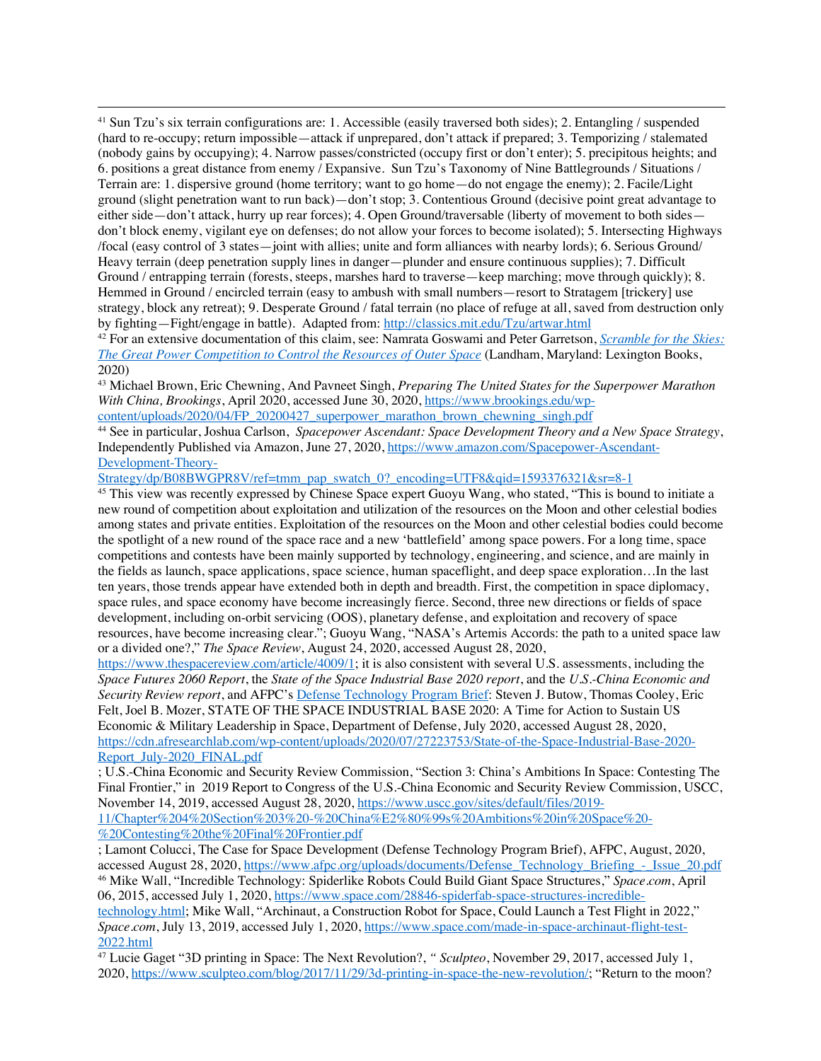[41] Sun Tzu's six terrain configurations are: 1. Accessible (easily traversed both sides); 2. Entangling / suspended (hard to re-occupy; return impossible—attack if unprepared, don't attack if prepared; 3. Temporizing / stalemated (nobody gains by occupying); 4. Narrow passes/constricted (occupy first or don't enter); 5. precipitous heights; and 6. positions a great distance from enemy / Expansive. Sun Tzu's Taxonomy of Nine Battlegrounds / Situations / Terrain are: 1. dispersive ground (home territory; want to go home—do not engage the enemy); 2. Facile/Light ground (slight penetration want to run back)—don't stop; 3. Contentious Ground (decisive point great advantage to either side—don't attack, hurry up rear forces); 4. Open Ground/traversable (liberty of movement to both sides—don't block enemy, vigilant eye on defenses; do not allow your forces to become isolated); 5. Intersecting Highways /focal (easy control of 3 states—joint with allies; unite and form alliances with nearby lords); 6. Serious Ground/ Heavy terrain (deep penetration supply lines in danger—plunder and ensure continuous supplies); 7. Difficult Ground / entrapping terrain (forests, steeps, marshes hard to traverse—keep marching; move through quickly); 8. Hemmed in Ground / encircled terrain (easy to ambush with small numbers—resort to Stratagem [trickery] use strategy, block any retreat); 9. Desperate Ground / fatal terrain (no place of refuge at all, saved from destruction only by fighting—Fight/engage in battle). Adapted from: http://classics.mit.edu/Tzu/artwar.html

[42] For an extensive documentation of this claim, see: Namrata Goswami and Peter Garretson, *Scramble for the Skies: The Great Power Competition to Control the Resources of Outer Space* (Landham, Maryland: Lexington Books, 2020)

[43] Michael Brown, Eric Chewning, And Pavneet Singh, *Preparing The United States for the Superpower Marathon With China, Brookings*, April 2020, accessed June 30, 2020, https://www.brookings.edu/wp-content/uploads/2020/04/FP_20200427_superpower_marathon_brown_chewning_singh.pdf

[44] See in particular, Joshua Carlson, *Spacepower Ascendant: Space Development Theory and a New Space Strategy*, Independently Published via Amazon, June 27, 2020, https://www.amazon.com/Spacepower-Ascendant-Development-Theory-Strategy/dp/B08BWGPR8V/ref=tmm_pap_swatch_0?_encoding=UTF8&qid=1593376321&sr=8-1

[45] This view was recently expressed by Chinese Space expert Guoyu Wang, who stated, "This is bound to initiate a new round of competition about exploitation and utilization of the resources on the Moon and other celestial bodies among states and private entities. Exploitation of the resources on the Moon and other celestial bodies could become the spotlight of a new round of the space race and a new 'battlefield' among space powers. For a long time, space competitions and contests have been mainly supported by technology, engineering, and science, and are mainly in the fields as launch, space applications, space science, human spaceflight, and deep space exploration…In the last ten years, those trends appear have extended both in depth and breadth. First, the competition in space diplomacy, space rules, and space economy have become increasingly fierce. Second, three new directions or fields of space development, including on-orbit servicing (OOS), planetary defense, and exploitation and recovery of space resources, have become increasing clear."; Guoyu Wang, "NASA's Artemis Accords: the path to a united space law or a divided one?," *The Space Review*, August 24, 2020, accessed August 28, 2020, https://www.thespacereview.com/article/4009/1; it is also consistent with several U.S. assessments, including the *Space Futures 2060 Report*, the *State of the Space Industrial Base 2020 report*, and the *U.S.-China Economic and Security Review report*, and AFPC's Defense Technology Program Brief: Steven J. Butow, Thomas Cooley, Eric Felt, Joel B. Mozer, STATE OF THE SPACE INDUSTRIAL BASE 2020: A Time for Action to Sustain US Economic & Military Leadership in Space, Department of Defense, July 2020, accessed August 28, 2020, https://cdn.afresearchlab.com/wp-content/uploads/2020/07/27223753/State-of-the-Space-Industrial-Base-2020-Report_July-2020_FINAL.pdf
; U.S.-China Economic and Security Review Commission, "Section 3: China's Ambitions In Space: Contesting The Final Frontier," in 2019 Report to Congress of the U.S.-China Economic and Security Review Commission, USCC, November 14, 2019, accessed August 28, 2020, https://www.uscc.gov/sites/default/files/2019-11/Chapter%204%20Section%203%20-%20China%E2%80%99s%20Ambitions%20in%20Space%20-%20Contesting%20the%20Final%20Frontier.pdf
; Lamont Colucci, The Case for Space Development (Defense Technology Program Brief), AFPC, August, 2020, accessed August 28, 2020, https://www.afpc.org/uploads/documents/Defense_Technology_Briefing_-_Issue_20.pdf

[46] Mike Wall, "Incredible Technology: Spiderlike Robots Could Build Giant Space Structures," *Space.com*, April 06, 2015, accessed July 1, 2020, https://www.space.com/28846-spiderfab-space-structures-incredible-technology.html; Mike Wall, "Archinaut, a Construction Robot for Space, Could Launch a Test Flight in 2022," *Space.com*, July 13, 2019, accessed July 1, 2020, https://www.space.com/made-in-space-archinaut-flight-test-2022.html

[47] Lucie Gaget "3D printing in Space: The Next Revolution?, " *Sculpteo*, November 29, 2017, accessed July 1, 2020, https://www.sculpteo.com/blog/2017/11/29/3d-printing-in-space-the-new-revolution/; "Return to the moon?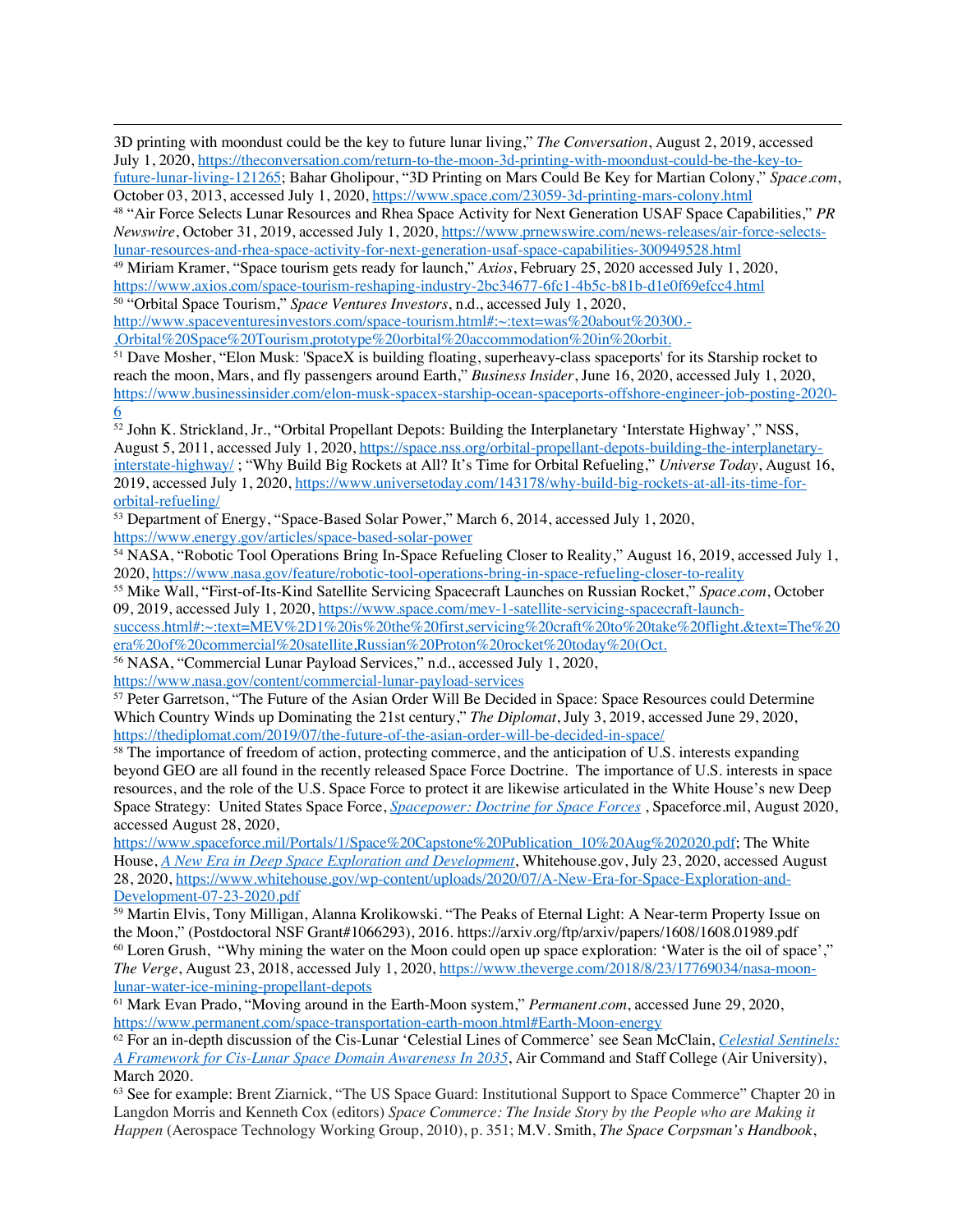3D printing with moondust could be the key to future lunar living," *The Conversation*, August 2, 2019, accessed July 1, 2020, https://theconversation.com/return-to-the-moon-3d-printing-with-moondust-could-be-the-key-to-future-lunar-living-121265; Bahar Gholipour, "3D Printing on Mars Could Be Key for Martian Colony," *Space.com*, October 03, 2013, accessed July 1, 2020, https://www.space.com/23059-3d-printing-mars-colony.html

[48] "Air Force Selects Lunar Resources and Rhea Space Activity for Next Generation USAF Space Capabilities," *PR Newswire*, October 31, 2019, accessed July 1, 2020, https://www.prnewswire.com/news-releases/air-force-selects-lunar-resources-and-rhea-space-activity-for-next-generation-usaf-space-capabilities-300949528.html

[49] Miriam Kramer, "Space tourism gets ready for launch," *Axios*, February 25, 2020 accessed July 1, 2020, https://www.axios.com/space-tourism-reshaping-industry-2bc34677-6fc1-4b5c-b81b-d1e0f69efcc4.html

[50] "Orbital Space Tourism," *Space Ventures Investors*, n.d., accessed July 1, 2020, http://www.spaceventuresinvestors.com/space-tourism.html#:~:text=was%20about%20300.-,Orbital%20Space%20Tourism,prototype%20orbital%20accommodation%20in%20orbit.

[51] Dave Mosher, "Elon Musk: 'SpaceX is building floating, superheavy-class spaceports' for its Starship rocket to reach the moon, Mars, and fly passengers around Earth," *Business Insider*, June 16, 2020, accessed July 1, 2020, https://www.businessinsider.com/elon-musk-spacex-starship-ocean-spaceports-offshore-engineer-job-posting-2020-6

[52] John K. Strickland, Jr., "Orbital Propellant Depots: Building the Interplanetary 'Interstate Highway'," NSS, August 5, 2011, accessed July 1, 2020, https://space.nss.org/orbital-propellant-depots-building-the-interplanetary-interstate-highway/ ; "Why Build Big Rockets at All? It's Time for Orbital Refueling," *Universe Today*, August 16, 2019, accessed July 1, 2020, https://www.universetoday.com/143178/why-build-big-rockets-at-all-its-time-for-orbital-refueling/

[53] Department of Energy, "Space-Based Solar Power," March 6, 2014, accessed July 1, 2020, https://www.energy.gov/articles/space-based-solar-power

[54] NASA, "Robotic Tool Operations Bring In-Space Refueling Closer to Reality," August 16, 2019, accessed July 1, 2020, https://www.nasa.gov/feature/robotic-tool-operations-bring-in-space-refueling-closer-to-reality

[55] Mike Wall, "First-of-Its-Kind Satellite Servicing Spacecraft Launches on Russian Rocket," *Space.com*, October 09, 2019, accessed July 1, 2020, https://www.space.com/mev-1-satellite-servicing-spacecraft-launch-success.html#:~:text=MEV%2D1%20is%20the%20first,servicing%20craft%20to%20take%20flight.&text=The%20era%20of%20commercial%20satellite,Russian%20Proton%20rocket%20today%20(Oct.

[56] NASA, "Commercial Lunar Payload Services," n.d., accessed July 1, 2020, https://www.nasa.gov/content/commercial-lunar-payload-services

[57] Peter Garretson, "The Future of the Asian Order Will Be Decided in Space: Space Resources could Determine Which Country Winds up Dominating the 21st century," *The Diplomat*, July 3, 2019, accessed June 29, 2020, https://thediplomat.com/2019/07/the-future-of-the-asian-order-will-be-decided-in-space/

[58] The importance of freedom of action, protecting commerce, and the anticipation of U.S. interests expanding beyond GEO are all found in the recently released Space Force Doctrine. The importance of U.S. interests in space resources, and the role of the U.S. Space Force to protect it are likewise articulated in the White House's new Deep Space Strategy: United States Space Force, *Spacepower: Doctrine for Space Forces* , Spaceforce.mil, August 2020, accessed August 28, 2020, https://www.spaceforce.mil/Portals/1/Space%20Capstone%20Publication_10%20Aug%202020.pdf; The White House, *A New Era in Deep Space Exploration and Development*, Whitehouse.gov, July 23, 2020, accessed August 28, 2020, https://www.whitehouse.gov/wp-content/uploads/2020/07/A-New-Era-for-Space-Exploration-and-Development-07-23-2020.pdf

[59] Martin Elvis, Tony Milligan, Alanna Krolikowski. "The Peaks of Eternal Light: A Near-term Property Issue on the Moon," (Postdoctoral NSF Grant#1066293), 2016. https://arxiv.org/ftp/arxiv/papers/1608/1608.01989.pdf

[60] Loren Grush, "Why mining the water on the Moon could open up space exploration: 'Water is the oil of space'," *The Verge*, August 23, 2018, accessed July 1, 2020, https://www.theverge.com/2018/8/23/17769034/nasa-moon-lunar-water-ice-mining-propellant-depots

[61] Mark Evan Prado, "Moving around in the Earth-Moon system," *Permanent.com*, accessed June 29, 2020, https://www.permanent.com/space-transportation-earth-moon.html#Earth-Moon-energy

[62] For an in-depth discussion of the Cis-Lunar 'Celestial Lines of Commerce' see Sean McClain, *Celestial Sentinels: A Framework for Cis-Lunar Space Domain Awareness In 2035*, Air Command and Staff College (Air University), March 2020.

[63] See for example: Brent Ziarnick, "The US Space Guard: Institutional Support to Space Commerce" Chapter 20 in Langdon Morris and Kenneth Cox (editors) *Space Commerce: The Inside Story by the People who are Making it Happen* (Aerospace Technology Working Group, 2010), p. 351; M.V. Smith, *The Space Corpsman's Handbook*,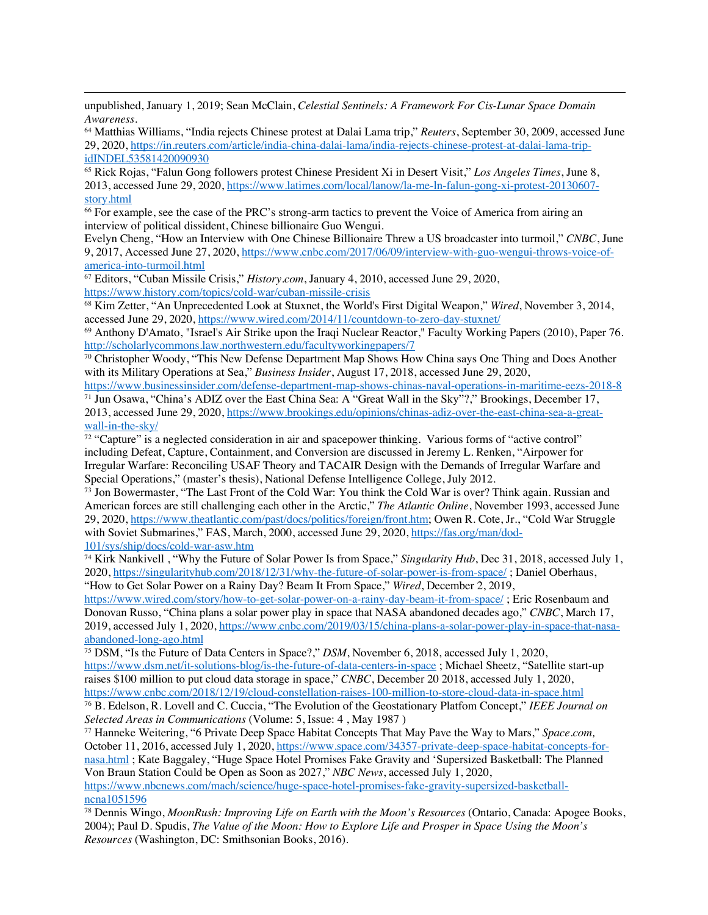unpublished, January 1, 2019; Sean McClain, *Celestial Sentinels: A Framework For Cis-Lunar Space Domain Awareness*.

[64] Matthias Williams, "India rejects Chinese protest at Dalai Lama trip," *Reuters*, September 30, 2009, accessed June 29, 2020, https://in.reuters.com/article/india-china-dalai-lama/india-rejects-chinese-protest-at-dalai-lama-trip-idINDEL53581420090930

[65] Rick Rojas, "Falun Gong followers protest Chinese President Xi in Desert Visit," *Los Angeles Times*, June 8, 2013, accessed June 29, 2020, https://www.latimes.com/local/lanow/la-me-ln-falun-gong-xi-protest-20130607-story.html

[66] For example, see the case of the PRC's strong-arm tactics to prevent the Voice of America from airing an interview of political dissident, Chinese billionaire Guo Wengui.
Evelyn Cheng, "How an Interview with One Chinese Billionaire Threw a US broadcaster into turmoil," *CNBC*, June 9, 2017, Accessed June 27, 2020, https://www.cnbc.com/2017/06/09/interview-with-guo-wengui-throws-voice-of-america-into-turmoil.html

[67] Editors, "Cuban Missile Crisis," *History.com*, January 4, 2010, accessed June 29, 2020, https://www.history.com/topics/cold-war/cuban-missile-crisis

[68] Kim Zetter, "An Unprecedented Look at Stuxnet, the World's First Digital Weapon," *Wired*, November 3, 2014, accessed June 29, 2020, https://www.wired.com/2014/11/countdown-to-zero-day-stuxnet/

[69] Anthony D'Amato, "Israel's Air Strike upon the Iraqi Nuclear Reactor," Faculty Working Papers (2010), Paper 76. http://scholarlycommons.law.northwestern.edu/facultyworkingpapers/7

[70] Christopher Woody, "This New Defense Department Map Shows How China says One Thing and Does Another with its Military Operations at Sea," *Business Insider*, August 17, 2018, accessed June 29, 2020, https://www.businessinsider.com/defense-department-map-shows-chinas-naval-operations-in-maritime-eezs-2018-8

[71] Jun Osawa, "China's ADIZ over the East China Sea: A "Great Wall in the Sky"?," Brookings, December 17, 2013, accessed June 29, 2020, https://www.brookings.edu/opinions/chinas-adiz-over-the-east-china-sea-a-great-wall-in-the-sky/

[72] "Capture" is a neglected consideration in air and spacepower thinking. Various forms of "active control" including Defeat, Capture, Containment, and Conversion are discussed in Jeremy L. Renken, "Airpower for Irregular Warfare: Reconciling USAF Theory and TACAIR Design with the Demands of Irregular Warfare and Special Operations," (master's thesis), National Defense Intelligence College, July 2012.

[73] Jon Bowermaster, "The Last Front of the Cold War: You think the Cold War is over? Think again. Russian and American forces are still challenging each other in the Arctic," *The Atlantic Online*, November 1993, accessed June 29, 2020, https://www.theatlantic.com/past/docs/politics/foreign/front.htm; Owen R. Cote, Jr., "Cold War Struggle with Soviet Submarines," FAS, March, 2000, accessed June 29, 2020, https://fas.org/man/dod-101/sys/ship/docs/cold-war-asw.htm

[74] Kirk Nankivell , "Why the Future of Solar Power Is from Space," *Singularity Hub*, Dec 31, 2018, accessed July 1, 2020, https://singularityhub.com/2018/12/31/why-the-future-of-solar-power-is-from-space/ ; Daniel Oberhaus, "How to Get Solar Power on a Rainy Day? Beam It From Space," *Wired*, December 2, 2019, https://www.wired.com/story/how-to-get-solar-power-on-a-rainy-day-beam-it-from-space/ ; Eric Rosenbaum and Donovan Russo, "China plans a solar power play in space that NASA abandoned decades ago," *CNBC*, March 17, 2019, accessed July 1, 2020, https://www.cnbc.com/2019/03/15/china-plans-a-solar-power-play-in-space-that-nasa-abandoned-long-ago.html

[75] DSM, "Is the Future of Data Centers in Space?," *DSM*, November 6, 2018, accessed July 1, 2020, https://www.dsm.net/it-solutions-blog/is-the-future-of-data-centers-in-space ; Michael Sheetz, "Satellite start-up raises $100 million to put cloud data storage in space," *CNBC*, December 20 2018, accessed July 1, 2020, https://www.cnbc.com/2018/12/19/cloud-constellation-raises-100-million-to-store-cloud-data-in-space.html

[76] B. Edelson, R. Lovell and C. Cuccia, "The Evolution of the Geostationary Platfom Concept," *IEEE Journal on Selected Areas in Communications* (Volume: 5, Issue: 4 , May 1987 )

[77] Hanneke Weitering, "6 Private Deep Space Habitat Concepts That May Pave the Way to Mars," *Space.com,* October 11, 2016, accessed July 1, 2020, https://www.space.com/34357-private-deep-space-habitat-concepts-for-nasa.html ; Kate Baggaley, "Huge Space Hotel Promises Fake Gravity and 'Supersized Basketball: The Planned Von Braun Station Could be Open as Soon as 2027," *NBC News*, accessed July 1, 2020, https://www.nbcnews.com/mach/science/huge-space-hotel-promises-fake-gravity-supersized-basketball-ncna1051596

[78] Dennis Wingo, *MoonRush: Improving Life on Earth with the Moon's Resources* (Ontario, Canada: Apogee Books, 2004); Paul D. Spudis, *The Value of the Moon: How to Explore Life and Prosper in Space Using the Moon's Resources* (Washington, DC: Smithsonian Books, 2016).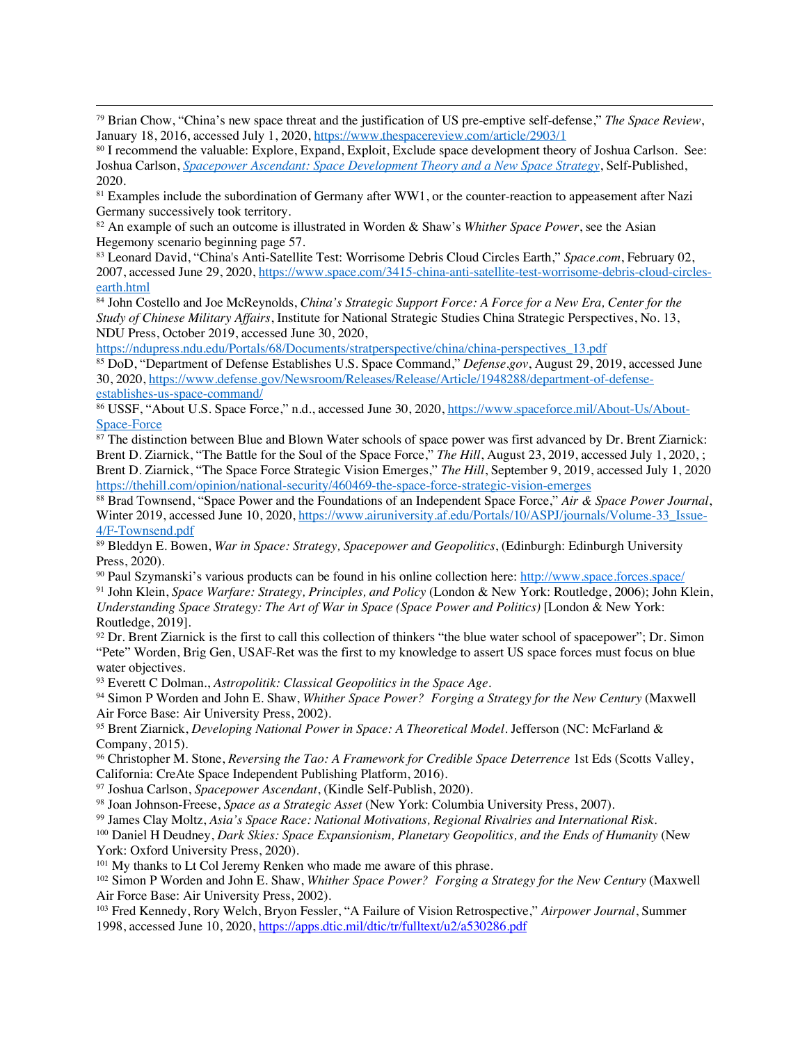[79] Brian Chow, "China's new space threat and the justification of US pre-emptive self-defense," *The Space Review*, January 18, 2016, accessed July 1, 2020, https://www.thespacereview.com/article/2903/1

[80] I recommend the valuable: Explore, Expand, Exploit, Exclude space development theory of Joshua Carlson. See: Joshua Carlson, *Spacepower Ascendant: Space Development Theory and a New Space Strategy*, Self-Published, 2020.

[81] Examples include the subordination of Germany after WW1, or the counter-reaction to appeasement after Nazi Germany successively took territory.

[82] An example of such an outcome is illustrated in Worden & Shaw's *Whither Space Power*, see the Asian Hegemony scenario beginning page 57.

[83] Leonard David, "China's Anti-Satellite Test: Worrisome Debris Cloud Circles Earth," *Space.com*, February 02, 2007, accessed June 29, 2020, https://www.space.com/3415-china-anti-satellite-test-worrisome-debris-cloud-circles-earth.html

[84] John Costello and Joe McReynolds, *China's Strategic Support Force: A Force for a New Era, Center for the Study of Chinese Military Affairs*, Institute for National Strategic Studies China Strategic Perspectives, No. 13, NDU Press, October 2019, accessed June 30, 2020, https://ndupress.ndu.edu/Portals/68/Documents/stratperspective/china/china-perspectives_13.pdf

[85] DoD, "Department of Defense Establishes U.S. Space Command," *Defense.gov*, August 29, 2019, accessed June 30, 2020, https://www.defense.gov/Newsroom/Releases/Release/Article/1948288/department-of-defense-establishes-us-space-command/

[86] USSF, "About U.S. Space Force," n.d., accessed June 30, 2020, https://www.spaceforce.mil/About-Us/About-Space-Force

[87] The distinction between Blue and Blown Water schools of space power was first advanced by Dr. Brent Ziarnick: Brent D. Ziarnick, "The Battle for the Soul of the Space Force," *The Hill*, August 23, 2019, accessed July 1, 2020, ; Brent D. Ziarnick, "The Space Force Strategic Vision Emerges," *The Hill*, September 9, 2019, accessed July 1, 2020 https://thehill.com/opinion/national-security/460469-the-space-force-strategic-vision-emerges

[88] Brad Townsend, "Space Power and the Foundations of an Independent Space Force," *Air & Space Power Journal*, Winter 2019, accessed June 10, 2020, https://www.airuniversity.af.edu/Portals/10/ASPJ/journals/Volume-33_Issue-4/F-Townsend.pdf

[89] Bleddyn E. Bowen, *War in Space: Strategy, Spacepower and Geopolitics*, (Edinburgh: Edinburgh University Press, 2020).

[90] Paul Szymanski's various products can be found in his online collection here: http://www.space.forces.space/

[91] John Klein, *Space Warfare: Strategy, Principles, and Policy* (London & New York: Routledge, 2006); John Klein, *Understanding Space Strategy: The Art of War in Space (Space Power and Politics)* [London & New York: Routledge, 2019].

[92] Dr. Brent Ziarnick is the first to call this collection of thinkers "the blue water school of spacepower"; Dr. Simon "Pete" Worden, Brig Gen, USAF-Ret was the first to my knowledge to assert US space forces must focus on blue water objectives.

[93] Everett C Dolman., *Astropolitik: Classical Geopolitics in the Space Age*.

[94] Simon P Worden and John E. Shaw, *Whither Space Power? Forging a Strategy for the New Century* (Maxwell Air Force Base: Air University Press, 2002).

[95] Brent Ziarnick, *Developing National Power in Space: A Theoretical Model*. Jefferson (NC: McFarland & Company, 2015).

[96] Christopher M. Stone, *Reversing the Tao: A Framework for Credible Space Deterrence* 1st Eds (Scotts Valley, California: CreAte Space Independent Publishing Platform, 2016).

[97] Joshua Carlson, *Spacepower Ascendant*, (Kindle Self-Publish, 2020).

[98] Joan Johnson-Freese, *Space as a Strategic Asset* (New York: Columbia University Press, 2007).

[99] James Clay Moltz, *Asia's Space Race: National Motivations, Regional Rivalries and International Risk*.

[100] Daniel H Deudney, *Dark Skies: Space Expansionism, Planetary Geopolitics, and the Ends of Humanity* (New York: Oxford University Press, 2020).

[101] My thanks to Lt Col Jeremy Renken who made me aware of this phrase.

[102] Simon P Worden and John E. Shaw, *Whither Space Power? Forging a Strategy for the New Century* (Maxwell Air Force Base: Air University Press, 2002).

[103] Fred Kennedy, Rory Welch, Bryon Fessler, "A Failure of Vision Retrospective," *Airpower Journal*, Summer 1998, accessed June 10, 2020, https://apps.dtic.mil/dtic/tr/fulltext/u2/a530286.pdf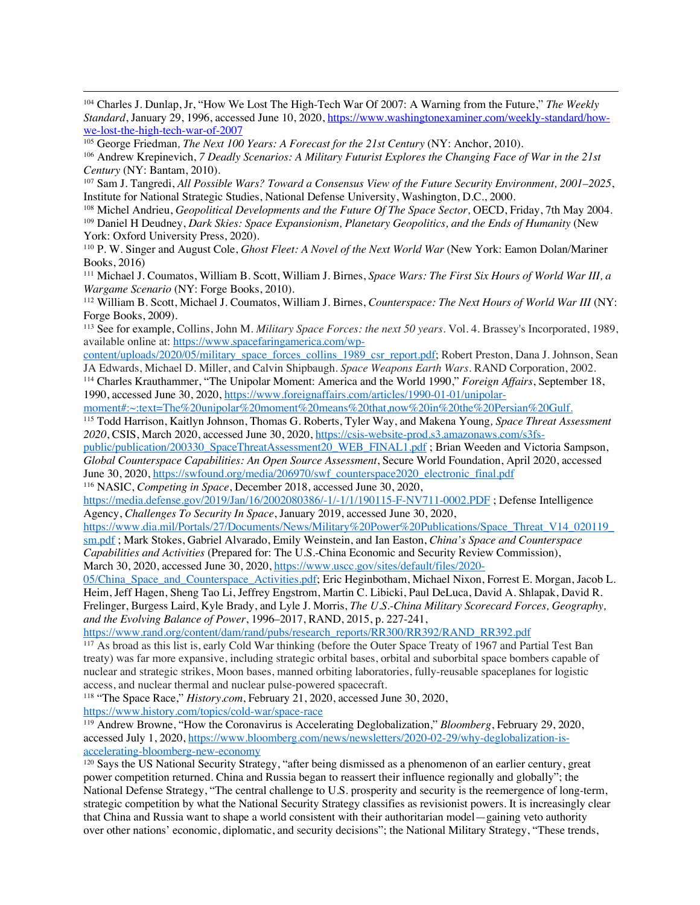[104] Charles J. Dunlap, Jr, "How We Lost The High-Tech War Of 2007: A Warning from the Future," *The Weekly Standard*, January 29, 1996, accessed June 10, 2020, https://www.washingtonexaminer.com/weekly-standard/how-we-lost-the-high-tech-war-of-2007

[105] George Friedman, *The Next 100 Years: A Forecast for the 21st Century* (NY: Anchor, 2010).

[106] Andrew Krepinevich, *7 Deadly Scenarios: A Military Futurist Explores the Changing Face of War in the 21st Century* (NY: Bantam, 2010).

[107] Sam J. Tangredi, *All Possible Wars? Toward a Consensus View of the Future Security Environment, 2001–2025*, Institute for National Strategic Studies, National Defense University, Washington, D.C., 2000.

[108] Michel Andrieu, *Geopolitical Developments and the Future Of The Space Sector,* OECD, Friday, 7th May 2004.

[109] Daniel H Deudney, *Dark Skies: Space Expansionism, Planetary Geopolitics, and the Ends of Humanity* (New York: Oxford University Press, 2020).

[110] P. W. Singer and August Cole, *Ghost Fleet: A Novel of the Next World War* (New York: Eamon Dolan/Mariner Books, 2016)

[111] Michael J. Coumatos, William B. Scott, William J. Birnes, *Space Wars: The First Six Hours of World War III, a Wargame Scenario* (NY: Forge Books, 2010).

[112] William B. Scott, Michael J. Coumatos, William J. Birnes, *Counterspace: The Next Hours of World War III* (NY: Forge Books, 2009).

[113] See for example, Collins, John M. *Military Space Forces: the next 50 years*. Vol. 4. Brassey's Incorporated, 1989, available online at: https://www.spacefaringamerica.com/wp-content/uploads/2020/05/military_space_forces_collins_1989_csr_report.pdf; Robert Preston, Dana J. Johnson, Sean JA Edwards, Michael D. Miller, and Calvin Shipbaugh. *Space Weapons Earth Wars*. RAND Corporation, 2002.

[114] Charles Krauthammer, "The Unipolar Moment: America and the World 1990," *Foreign Affairs*, September 18, 1990, accessed June 30, 2020, https://www.foreignaffairs.com/articles/1990-01-01/unipolar-moment#:~:text=The%20unipolar%20moment%20means%20that,now%20in%20the%20Persian%20Gulf.

[115] Todd Harrison, Kaitlyn Johnson, Thomas G. Roberts, Tyler Way, and Makena Young, *Space Threat Assessment 2020*, CSIS, March 2020, accessed June 30, 2020, https://csis-website-prod.s3.amazonaws.com/s3fs-public/publication/200330_SpaceThreatAssessment20_WEB_FINAL1.pdf ; Brian Weeden and Victoria Sampson, *Global Counterspace Capabilities: An Open Source Assessment*, Secure World Foundation, April 2020, accessed June 30, 2020, https://swfound.org/media/206970/swf_counterspace2020_electronic_final.pdf

[116] NASIC, *Competing in Space*, December 2018, accessed June 30, 2020, https://media.defense.gov/2019/Jan/16/2002080386/-1/-1/1/190115-F-NV711-0002.PDF ; Defense Intelligence Agency, *Challenges To Security In Space*, January 2019, accessed June 30, 2020, https://www.dia.mil/Portals/27/Documents/News/Military%20Power%20Publications/Space_Threat_V14_020119_sm.pdf ; Mark Stokes, Gabriel Alvarado, Emily Weinstein, and Ian Easton, *China's Space and Counterspace Capabilities and Activities* (Prepared for: The U.S.-China Economic and Security Review Commission), March 30, 2020, accessed June 30, 2020, https://www.uscc.gov/sites/default/files/2020-05/China_Space_and_Counterspace_Activities.pdf; Eric Heginbotham, Michael Nixon, Forrest E. Morgan, Jacob L. Heim, Jeff Hagen, Sheng Tao Li, Jeffrey Engstrom, Martin C. Libicki, Paul DeLuca, David A. Shlapak, David R. Frelinger, Burgess Laird, Kyle Brady, and Lyle J. Morris, *The U.S.-China Military Scorecard Forces, Geography, and the Evolving Balance of Power*, 1996–2017, RAND, 2015, p. 227-241, https://www.rand.org/content/dam/rand/pubs/research_reports/RR300/RR392/RAND_RR392.pdf

[117] As broad as this list is, early Cold War thinking (before the Outer Space Treaty of 1967 and Partial Test Ban treaty) was far more expansive, including strategic orbital bases, orbital and suborbital space bombers capable of nuclear and strategic strikes, Moon bases, manned orbiting laboratories, fully-reusable spaceplanes for logistic access, and nuclear thermal and nuclear pulse-powered spacecraft.

[118] "The Space Race," *History.com*, February 21, 2020, accessed June 30, 2020, https://www.history.com/topics/cold-war/space-race

[119] Andrew Browne, "How the Coronavirus is Accelerating Deglobalization," *Bloomberg*, February 29, 2020, accessed July 1, 2020, https://www.bloomberg.com/news/newsletters/2020-02-29/why-deglobalization-is-accelerating-bloomberg-new-economy

[120] Says the US National Security Strategy, "after being dismissed as a phenomenon of an earlier century, great power competition returned. China and Russia began to reassert their influence regionally and globally"; the National Defense Strategy, "The central challenge to U.S. prosperity and security is the reemergence of long-term, strategic competition by what the National Security Strategy classifies as revisionist powers. It is increasingly clear that China and Russia want to shape a world consistent with their authoritarian model—gaining veto authority over other nations' economic, diplomatic, and security decisions"; the National Military Strategy, "These trends,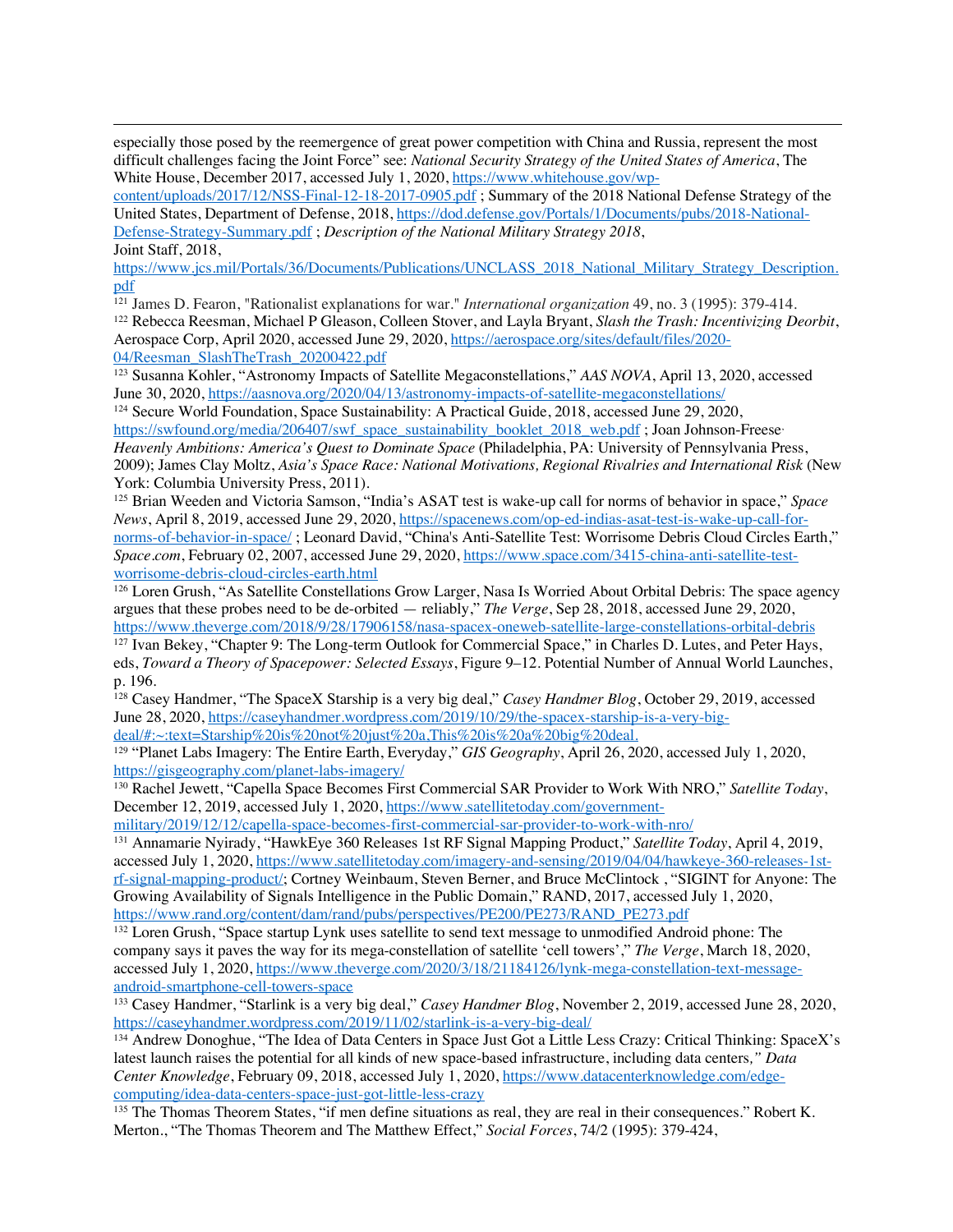especially those posed by the reemergence of great power competition with China and Russia, represent the most difficult challenges facing the Joint Force" see: *National Security Strategy of the United States of America*, The White House, December 2017, accessed July 1, 2020, https://www.whitehouse.gov/wp-content/uploads/2017/12/NSS-Final-12-18-2017-0905.pdf ; Summary of the 2018 National Defense Strategy of the United States, Department of Defense, 2018, https://dod.defense.gov/Portals/1/Documents/pubs/2018-National-Defense-Strategy-Summary.pdf ; *Description of the National Military Strategy 2018*, Joint Staff, 2018, https://www.jcs.mil/Portals/36/Documents/Publications/UNCLASS_2018_National_Military_Strategy_Description.pdf

[121] James D. Fearon, "Rationalist explanations for war." *International organization* 49, no. 3 (1995): 379-414.

[122] Rebecca Reesman, Michael P Gleason, Colleen Stover, and Layla Bryant, *Slash the Trash: Incentivizing Deorbit*, Aerospace Corp, April 2020, accessed June 29, 2020, https://aerospace.org/sites/default/files/2020-04/Reesman_SlashTheTrash_20200422.pdf

[123] Susanna Kohler, "Astronomy Impacts of Satellite Megaconstellations," *AAS NOVA*, April 13, 2020, accessed June 30, 2020, https://aasnova.org/2020/04/13/astronomy-impacts-of-satellite-megaconstellations/

[124] Secure World Foundation, Space Sustainability: A Practical Guide, 2018, accessed June 29, 2020, https://swfound.org/media/206407/swf_space_sustainability_booklet_2018_web.pdf ; Joan Johnson-Freese, *Heavenly Ambitions: America's Quest to Dominate Space* (Philadelphia, PA: University of Pennsylvania Press, 2009); James Clay Moltz, *Asia's Space Race: National Motivations, Regional Rivalries and International Risk* (New York: Columbia University Press, 2011).

[125] Brian Weeden and Victoria Samson, "India's ASAT test is wake-up call for norms of behavior in space," *Space News*, April 8, 2019, accessed June 29, 2020, https://spacenews.com/op-ed-indias-asat-test-is-wake-up-call-for-norms-of-behavior-in-space/ ; Leonard David, "China's Anti-Satellite Test: Worrisome Debris Cloud Circles Earth," *Space.com*, February 02, 2007, accessed June 29, 2020, https://www.space.com/3415-china-anti-satellite-test-worrisome-debris-cloud-circles-earth.html

[126] Loren Grush, "As Satellite Constellations Grow Larger, Nasa Is Worried About Orbital Debris: The space agency argues that these probes need to be de-orbited — reliably," *The Verge*, Sep 28, 2018, accessed June 29, 2020, https://www.theverge.com/2018/9/28/17906158/nasa-spacex-oneweb-satellite-large-constellations-orbital-debris

[127] Ivan Bekey, "Chapter 9: The Long-term Outlook for Commercial Space," in Charles D. Lutes, and Peter Hays, eds, *Toward a Theory of Spacepower: Selected Essays*, Figure 9–12. Potential Number of Annual World Launches, p. 196.

[128] Casey Handmer, "The SpaceX Starship is a very big deal," *Casey Handmer Blog*, October 29, 2019, accessed June 28, 2020, https://caseyhandmer.wordpress.com/2019/10/29/the-spacex-starship-is-a-very-big-deal/#:~:text=Starship%20is%20not%20just%20a,This%20is%20a%20big%20deal.

[129] "Planet Labs Imagery: The Entire Earth, Everyday," *GIS Geography*, April 26, 2020, accessed July 1, 2020, https://gisgeography.com/planet-labs-imagery/

[130] Rachel Jewett, "Capella Space Becomes First Commercial SAR Provider to Work With NRO," *Satellite Today*, December 12, 2019, accessed July 1, 2020, https://www.satellitetoday.com/government-military/2019/12/12/capella-space-becomes-first-commercial-sar-provider-to-work-with-nro/

[131] Annamarie Nyirady, "HawkEye 360 Releases 1st RF Signal Mapping Product," *Satellite Today*, April 4, 2019, accessed July 1, 2020, https://www.satellitetoday.com/imagery-and-sensing/2019/04/04/hawkeye-360-releases-1st-rf-signal-mapping-product/; Cortney Weinbaum, Steven Berner, and Bruce McClintock , "SIGINT for Anyone: The Growing Availability of Signals Intelligence in the Public Domain," RAND, 2017, accessed July 1, 2020, https://www.rand.org/content/dam/rand/pubs/perspectives/PE200/PE273/RAND_PE273.pdf

[132] Loren Grush, "Space startup Lynk uses satellite to send text message to unmodified Android phone: The company says it paves the way for its mega-constellation of satellite 'cell towers'," *The Verge*, March 18, 2020, accessed July 1, 2020, https://www.theverge.com/2020/3/18/21184126/lynk-mega-constellation-text-message-android-smartphone-cell-towers-space

[133] Casey Handmer, "Starlink is a very big deal," *Casey Handmer Blog*, November 2, 2019, accessed June 28, 2020, https://caseyhandmer.wordpress.com/2019/11/02/starlink-is-a-very-big-deal/

[134] Andrew Donoghue, "The Idea of Data Centers in Space Just Got a Little Less Crazy: Critical Thinking: SpaceX's latest launch raises the potential for all kinds of new space-based infrastructure, including data centers," *Data Center Knowledge*, February 09, 2018, accessed July 1, 2020, https://www.datacenterknowledge.com/edge-computing/idea-data-centers-space-just-got-little-less-crazy

[135] The Thomas Theorem States, "if men define situations as real, they are real in their consequences." Robert K. Merton., "The Thomas Theorem and The Matthew Effect," *Social Forces*, 74/2 (1995): 379-424,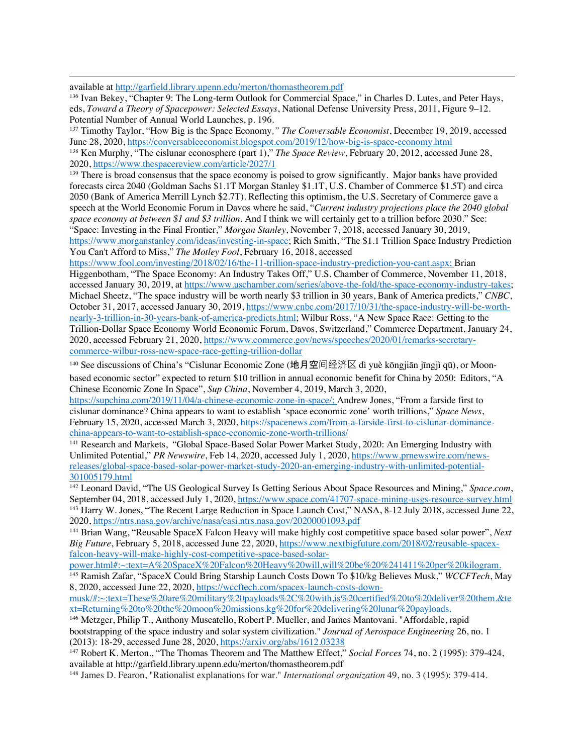available at http://garfield.library.upenn.edu/merton/thomastheorem.pdf

[136] Ivan Bekey, "Chapter 9: The Long-term Outlook for Commercial Space," in Charles D. Lutes, and Peter Hays, eds, *Toward a Theory of Spacepower: Selected Essays*, National Defense University Press, 2011, Figure 9–12. Potential Number of Annual World Launches, p. 196.

[137] Timothy Taylor, "How Big is the Space Economy*," The Conversable Economist*, December 19, 2019, accessed June 28, 2020, https://conversableeconomist.blogspot.com/2019/12/how-big-is-space-economy.html

[138] Ken Murphy, "The cislunar econosphere (part 1)," *The Space Review*, February 20, 2012, accessed June 28, 2020, https://www.thespacereview.com/article/2027/1

[139] There is broad consensus that the space economy is poised to grow significantly. Major banks have provided forecasts circa 2040 (Goldman Sachs $1.1T Morgan Stanley $1.1T, U.S. Chamber of Commerce $1.5T) and circa 2050 (Bank of America Merrill Lynch $2.7T). Reflecting this optimism, the U.S. Secretary of Commerce gave a speech at the World Economic Forum in Davos where he said, "*Current industry projections place the 2040 global space economy at between $1 and $3 trillion*. And I think we will certainly get to a trillion before 2030." See: "Space: Investing in the Final Frontier," *Morgan Stanley*, November 7, 2018, accessed January 30, 2019, https://www.morganstanley.com/ideas/investing-in-space; Rich Smith, "The $1.1 Trillion Space Industry Prediction You Can't Afford to Miss," *The Motley Fool*, February 16, 2018, accessed https://www.fool.com/investing/2018/02/16/the-11-trillion-space-industry-prediction-you-cant.aspx; Brian Higgenbotham, "The Space Economy: An Industry Takes Off," U.S. Chamber of Commerce, November 11, 2018, accessed January 30, 2019, at https://www.uschamber.com/series/above-the-fold/the-space-economy-industry-takes; Michael Sheetz, "The space industry will be worth nearly $3 trillion in 30 years, Bank of America predicts," *CNBC*, October 31, 2017, accessed January 30, 2019, https://www.cnbc.com/2017/10/31/the-space-industry-will-be-worth-nearly-3-trillion-in-30-years-bank-of-america-predicts.html; Wilbur Ross, "A New Space Race: Getting to the Trillion-Dollar Space Economy World Economic Forum, Davos, Switzerland," Commerce Department, January 24, 2020, accessed February 21, 2020, https://www.commerce.gov/news/speeches/2020/01/remarks-secretary-commerce-wilbur-ross-new-space-race-getting-trillion-dollar

[140] See discussions of China's "Cislunar Economic Zone (地月空间经济区 dì yuè kōngjiān jīngjì qū), or Moon-based economic sector" expected to return $10 trillion in annual economic benefit for China by 2050: Editors, "A Chinese Economic Zone In Space", *Sup China*, November 4, 2019, March 3, 2020, https://supchina.com/2019/11/04/a-chinese-economic-zone-in-space/; Andrew Jones, "From a farside first to cislunar dominance? China appears to want to establish 'space economic zone' worth trillions," *Space News*, February 15, 2020, accessed March 3, 2020, https://spacenews.com/from-a-farside-first-to-cislunar-dominance-china-appears-to-want-to-establish-space-economic-zone-worth-trillions/

[141] Research and Markets, "Global Space-Based Solar Power Market Study, 2020: An Emerging Industry with Unlimited Potential," *PR Newswire*, Feb 14, 2020, accessed July 1, 2020, https://www.prnewswire.com/news-releases/global-space-based-solar-power-market-study-2020-an-emerging-industry-with-unlimited-potential-301005179.html

[142] Leonard David, "The US Geological Survey Is Getting Serious About Space Resources and Mining," *Space.com*, September 04, 2018, accessed July 1, 2020, https://www.space.com/41707-space-mining-usgs-resource-survey.html

[143] Harry W. Jones, "The Recent Large Reduction in Space Launch Cost," NASA, 8-12 July 2018, accessed June 22, 2020, https://ntrs.nasa.gov/archive/nasa/casi.ntrs.nasa.gov/20200001093.pdf

[144] Brian Wang, "Reusable SpaceX Falcon Heavy will make highly cost competitive space based solar power", *Next Big Future*, February 5, 2018, accessed June 22, 2020, https://www.nextbigfuture.com/2018/02/reusable-spacex-falcon-heavy-will-make-highly-cost-competitive-space-based-solar-power.html#:~:text=A%20SpaceX%20Falcon%20Heavy%20will,will%20be%20%241411%20per%20kilogram.

[145] Ramish Zafar, "SpaceX Could Bring Starship Launch Costs Down To $10/kg Believes Musk," *WCCFTech*, May 8, 2020, accessed June 22, 2020, https://wccftech.com/spacex-launch-costs-down-musk/#:~:text=These%20are%20military%20payloads%2C%20with,is%20certified%20to%20deliver%20them.&text=Returning%20to%20the%20moon%20missions,kg%20for%20delivering%20lunar%20payloads.

[146] Metzger, Philip T., Anthony Muscatello, Robert P. Mueller, and James Mantovani. "Affordable, rapid bootstrapping of the space industry and solar system civilization." *Journal of Aerospace Engineering* 26, no. 1 (2013): 18-29, accessed June 28, 2020, https://arxiv.org/abs/1612.03238

[147] Robert K. Merton., "The Thomas Theorem and The Matthew Effect," *Social Forces* 74, no. 2 (1995): 379-424, available at http://garfield.library.upenn.edu/merton/thomastheorem.pdf

[148] James D. Fearon, "Rationalist explanations for war." *International organization* 49, no. 3 (1995): 379-414.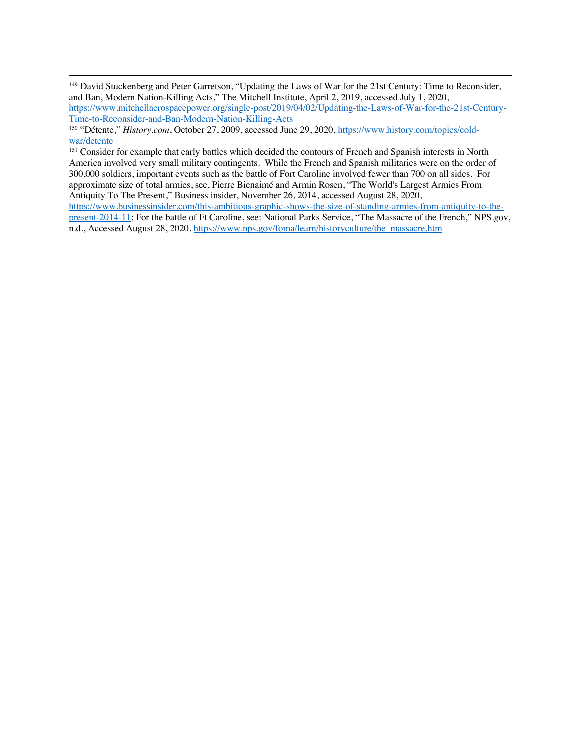[149] David Stuckenberg and Peter Garretson, "Updating the Laws of War for the 21st Century: Time to Reconsider, and Ban, Modern Nation-Killing Acts," The Mitchell Institute, April 2, 2019, accessed July 1, 2020, https://www.mitchellaerospacepower.org/single-post/2019/04/02/Updating-the-Laws-of-War-for-the-21st-Century-Time-to-Reconsider-and-Ban-Modern-Nation-Killing-Acts

[150] "Détente," *History.com*, October 27, 2009, accessed June 29, 2020, https://www.history.com/topics/cold-war/detente

[151] Consider for example that early battles which decided the contours of French and Spanish interests in North America involved very small military contingents. While the French and Spanish militaries were on the order of 300,000 soldiers, important events such as the battle of Fort Caroline involved fewer than 700 on all sides. For approximate size of total armies, see, Pierre Bienaimé and Armin Rosen, "The World's Largest Armies From Antiquity To The Present," Business insider, November 26, 2014, accessed August 28, 2020, https://www.businessinsider.com/this-ambitious-graphic-shows-the-size-of-standing-armies-from-antiquity-to-the-present-2014-11; For the battle of Ft Caroline, see: National Parks Service, "The Massacre of the French," NPS.gov, n.d., Accessed August 28, 2020, https://www.nps.gov/foma/learn/historyculture/the_massacre.htm